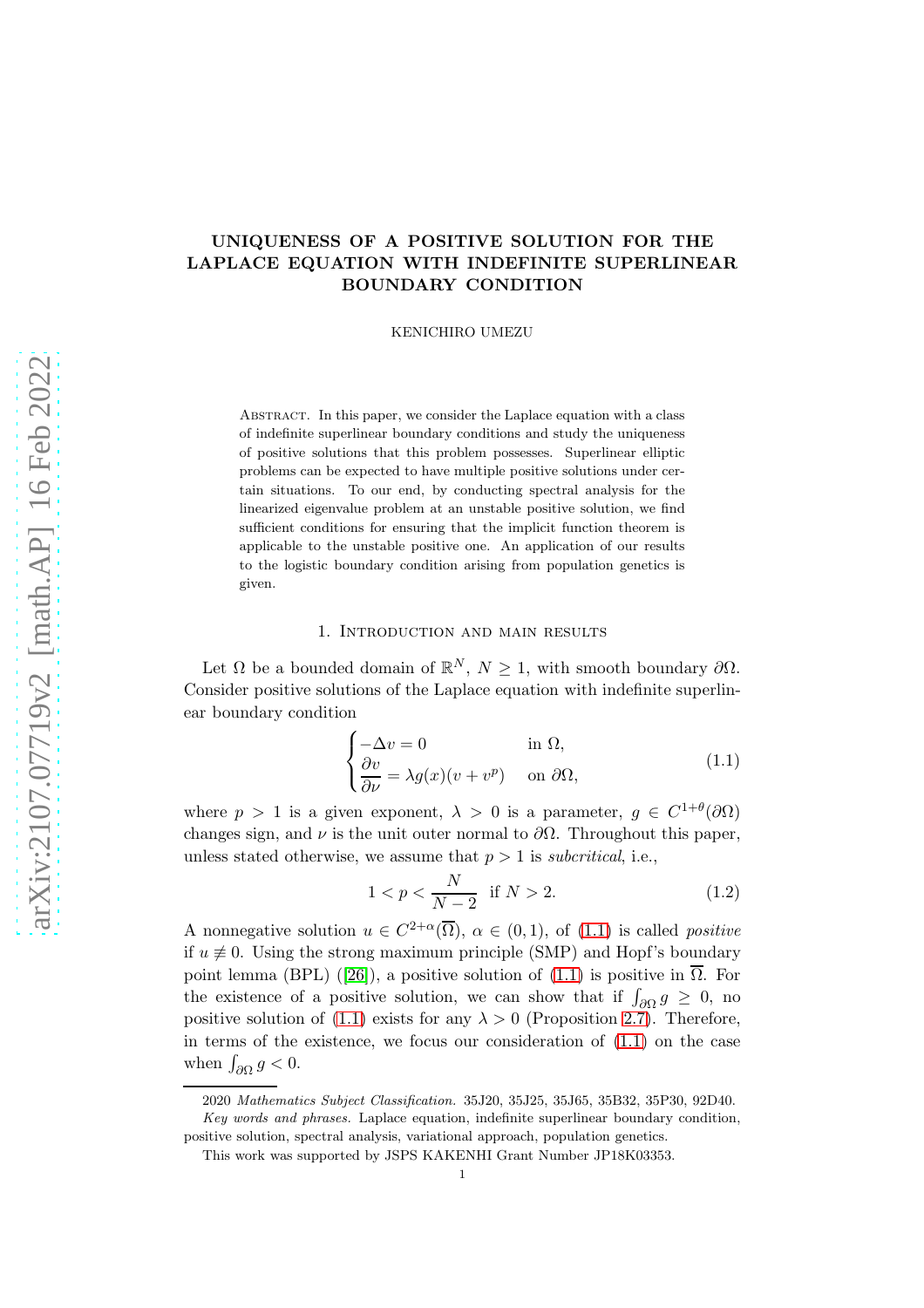# UNIQUENESS OF A POSITIVE SOLUTION FOR THE LAPLACE EQUATION WITH INDEFINITE SUPERLINEAR BOUNDARY CONDITION

KENICHIRO UMEZU

Abstract. In this paper, we consider the Laplace equation with a class of indefinite superlinear boundary conditions and study the uniqueness of positive solutions that this problem possesses. Superlinear elliptic problems can be expected to have multiple positive solutions under certain situations. To our end, by conducting spectral analysis for the linearized eigenvalue problem at an unstable positive solution, we find sufficient conditions for ensuring that the implicit function theorem is applicable to the unstable positive one. An application of our results to the logistic boundary condition arising from population genetics is given.

## 1. Introduction and main results

Let $\Omega$ be a bounded domain of $\mathbb{R}^N$, $N \geq 1$, with smooth boundary $\partial\Omega$. Consider positive solutions of the Laplace equation with indefinite superlinear boundary condition

$$
\begin{cases}
-\Delta v = 0 & \text{in } \Omega, \\
\dfrac{\partial v}{\partial \nu} = \lambda g(x)(v + v^p) & \text{on } \partial\Omega,
\end{cases}
\tag{1.1}
$$

where $p > 1$ is a given exponent, $\lambda > 0$ is a parameter, $g \in C^{1+\theta}(\partial\Omega)$ changes sign, and $\nu$ is the unit outer normal to $\partial\Omega$. Throughout this paper, unless stated otherwise, we assume that $p > 1$ is *subcritical*, i.e.,

$$
1 < p < \frac{N}{N-2} \quad \text{if } N > 2. \tag{1.2}
$$

A nonnegative solution $u \in C^{2+\alpha}(\overline{\Omega})$, $\alpha \in (0, 1)$, of (1.1) is called *positive* if $u \not\equiv 0$. Using the strong maximum principle (SMP) and Hopf's boundary point lemma (BPL) ([26]), a positive solution of (1.1) is positive in $\overline{\Omega}$. For the existence of a positive solution, we can show that if $\int_{\partial\Omega} g \geq 0$, no positive solution of (1.1) exists for any $\lambda > 0$ (Proposition 2.7). Therefore, in terms of the existence, we focus our consideration of (1.1) on the case when $\int_{\partial\Omega} g < 0$.

---

2020 *Mathematics Subject Classification.* 35J20, 35J25, 35J65, 35B32, 35P30, 92D40.

*Key words and phrases.* Laplace equation, indefinite superlinear boundary condition, positive solution, spectral analysis, variational approach, population genetics.

This work was supported by JSPS KAKENHI Grant Number JP18K03353.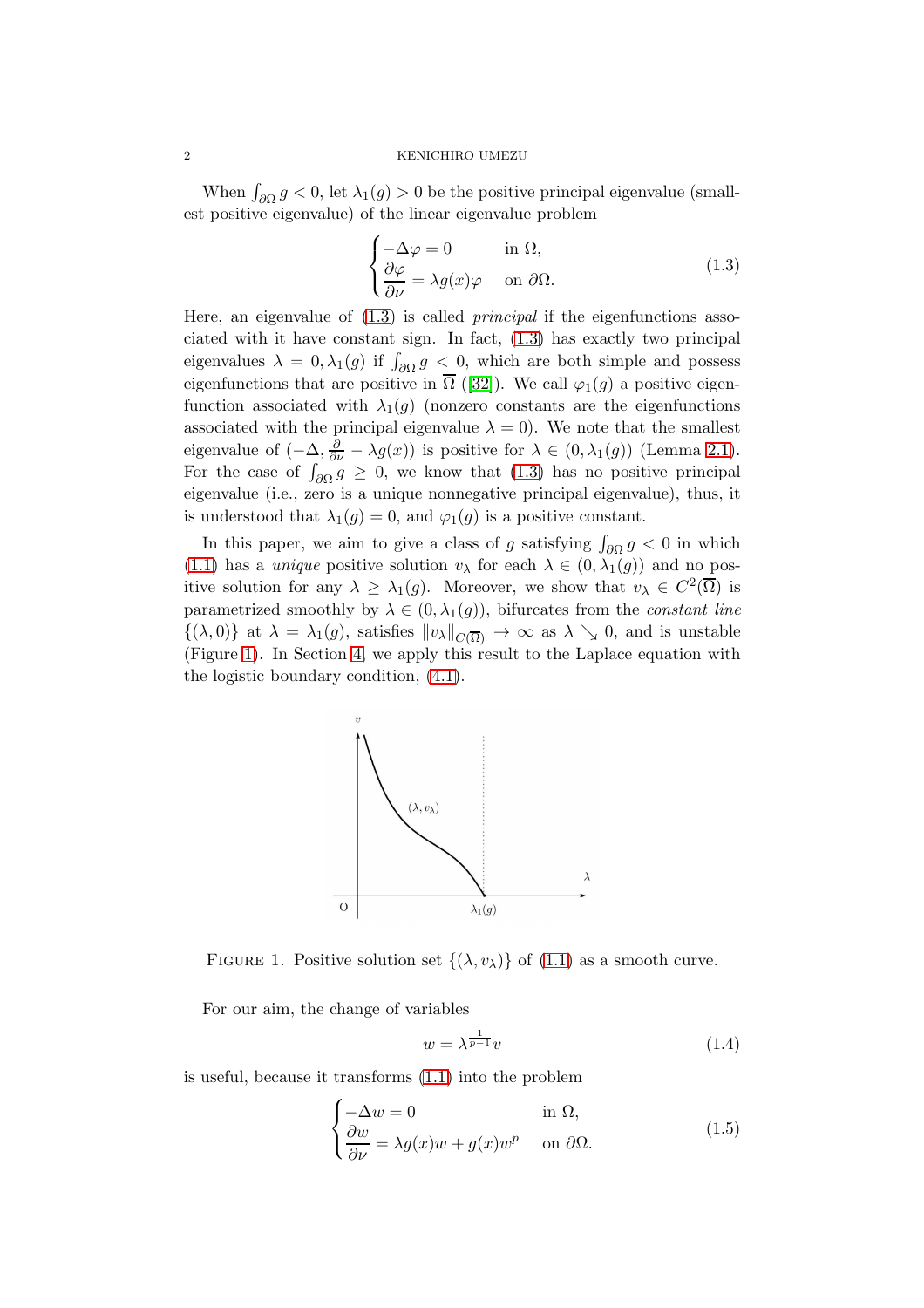When $\int_{\partial\Omega} g < 0$, let $\lambda_1(g) > 0$ be the positive principal eigenvalue (smallest positive eigenvalue) of the linear eigenvalue problem

$$\begin{cases} -\Delta \varphi = 0 & \text{in } \Omega, \\ \dfrac{\partial \varphi}{\partial \nu} = \lambda g(x) \varphi & \text{on } \partial\Omega. \end{cases} \tag{1.3}$$

Here, an eigenvalue of (1.3) is called *principal* if the eigenfunctions associated with it have constant sign. In fact, (1.3) has exactly two principal eigenvalues $\lambda = 0, \lambda_1(g)$ if $\int_{\partial\Omega} g < 0$, which are both simple and possess eigenfunctions that are positive in $\overline{\Omega}$ ([32]). We call $\varphi_1(g)$ a positive eigenfunction associated with $\lambda_1(g)$ (nonzero constants are the eigenfunctions associated with the principal eigenvalue $\lambda = 0$). We note that the smallest eigenvalue of $(-\Delta, \frac{\partial}{\partial \nu} - \lambda g(x))$ is positive for $\lambda \in (0, \lambda_1(g))$ (Lemma 2.1). For the case of $\int_{\partial\Omega} g \geq 0$, we know that (1.3) has no positive principal eigenvalue (i.e., zero is a unique nonnegative principal eigenvalue), thus, it is understood that $\lambda_1(g) = 0$, and $\varphi_1(g)$ is a positive constant.

In this paper, we aim to give a class of $g$ satisfying $\int_{\partial\Omega} g < 0$ in which (1.1) has a *unique* positive solution $v_\lambda$ for each $\lambda \in (0, \lambda_1(g))$ and no positive solution for any $\lambda \geq \lambda_1(g)$. Moreover, we show that $v_\lambda \in C^2(\overline{\Omega})$ is parametrized smoothly by $\lambda \in (0, \lambda_1(g))$, bifurcates from the *constant line* $\{(\lambda, 0)\}$ at $\lambda = \lambda_1(g)$, satisfies $\|v_\lambda\|_{C(\overline{\Omega})} \to \infty$ as $\lambda \searrow 0$, and is unstable (Figure 1). In Section 4, we apply this result to the Laplace equation with the logistic boundary condition, (4.1).

FIGURE 1. Positive solution set $\{(\lambda, v_\lambda)\}$ of (1.1) as a smooth curve.

For our aim, the change of variables

$$w = \lambda^{\frac{1}{p-1}} v \tag{1.4}$$

is useful, because it transforms (1.1) into the problem

$$\begin{cases} -\Delta w = 0 & \text{in } \Omega, \\ \dfrac{\partial w}{\partial \nu} = \lambda g(x) w + g(x) w^p & \text{on } \partial\Omega. \end{cases} \tag{1.5}$$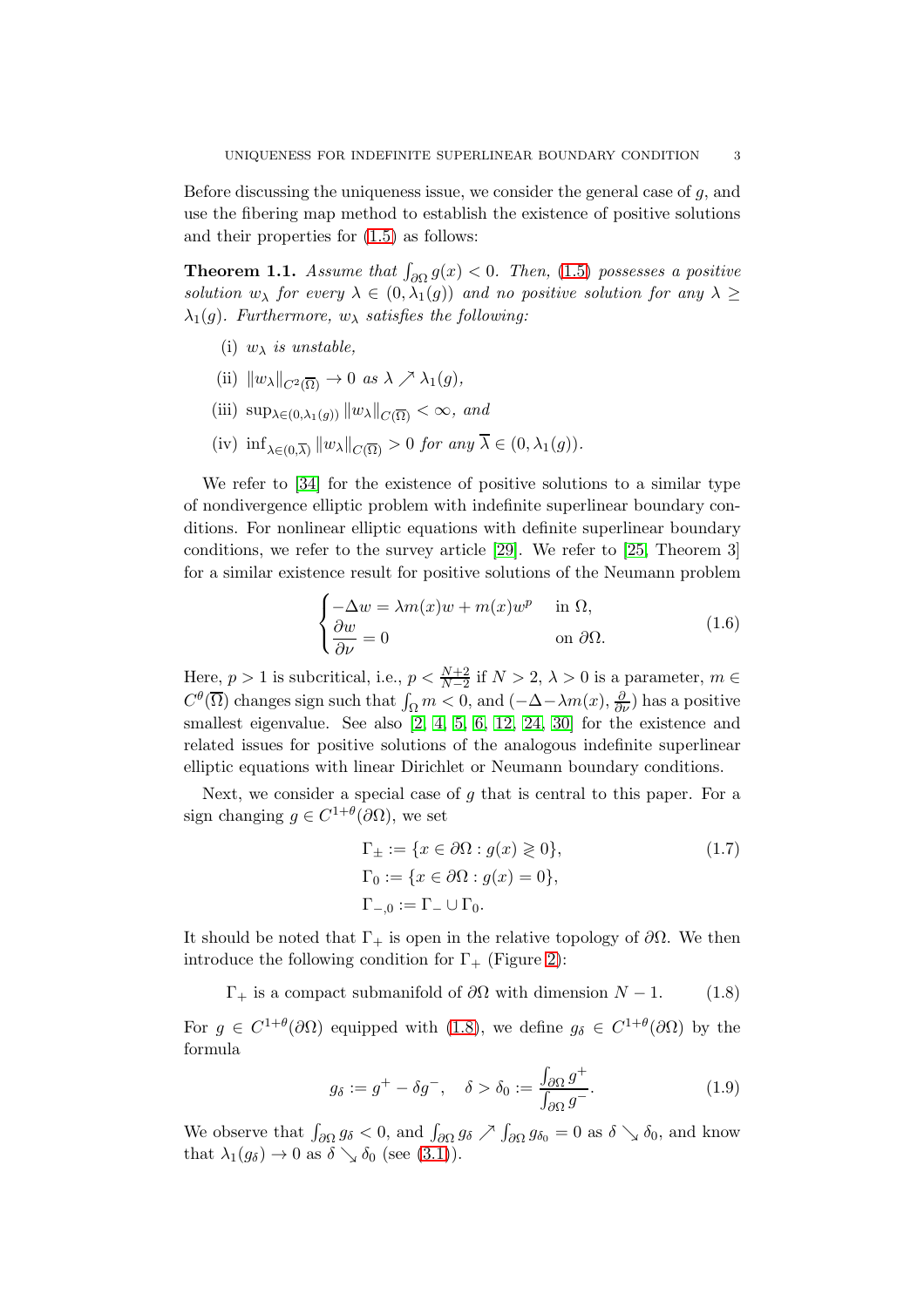Before discussing the uniqueness issue, we consider the general case of $g$, and use the fibering map method to establish the existence of positive solutions and their properties for (1.5) as follows:

**Theorem 1.1.** *Assume that $\int_{\partial\Omega} g(x) < 0$. Then, (1.5) possesses a positive solution $w_\lambda$ for every $\lambda \in (0, \lambda_1(g))$ and no positive solution for any $\lambda \geq \lambda_1(g)$. Furthermore, $w_\lambda$ satisfies the following:*

(i) *$w_\lambda$ is unstable,*

(ii) *$\|w_\lambda\|_{C^2(\overline{\Omega})} \to 0$ as $\lambda \nearrow \lambda_1(g)$,*

(iii) *$\sup_{\lambda \in (0,\lambda_1(g))} \|w_\lambda\|_{C(\overline{\Omega})} < \infty$, and*

(iv) *$\inf_{\lambda \in (0,\overline{\lambda})} \|w_\lambda\|_{C(\overline{\Omega})} > 0$ for any $\overline{\lambda} \in (0, \lambda_1(g))$.*

We refer to [34] for the existence of positive solutions to a similar type of nondivergence elliptic problem with indefinite superlinear boundary conditions. For nonlinear elliptic equations with definite superlinear boundary conditions, we refer to the survey article [29]. We refer to [25, Theorem 3] for a similar existence result for positive solutions of the Neumann problem

$$
\begin{cases}
-\Delta w = \lambda m(x) w + m(x) w^p & \text{in } \Omega, \\
\dfrac{\partial w}{\partial \nu} = 0 & \text{on } \partial\Omega.
\end{cases}
\tag{1.6}
$$

Here, $p > 1$ is subcritical, i.e., $p < \frac{N+2}{N-2}$ if $N > 2$, $\lambda > 0$ is a parameter, $m \in C^\theta(\overline{\Omega})$ changes sign such that $\int_\Omega m < 0$, and $(-\Delta - \lambda m(x), \frac{\partial}{\partial \nu})$ has a positive smallest eigenvalue. See also [2, 4, 5, 6, 12, 24, 30] for the existence and related issues for positive solutions of the analogous indefinite superlinear elliptic equations with linear Dirichlet or Neumann boundary conditions.

Next, we consider a special case of $g$ that is central to this paper. For a sign changing $g \in C^{1+\theta}(\partial\Omega)$, we set

$$
\begin{aligned}
&\Gamma_\pm := \{x \in \partial\Omega : g(x) \gtrless 0\}, \\
&\Gamma_0 := \{x \in \partial\Omega : g(x) = 0\}, \\
&\Gamma_{-,0} := \Gamma_- \cup \Gamma_0.
\end{aligned}
\tag{1.7}
$$

It should be noted that $\Gamma_+$ is open in the relative topology of $\partial\Omega$. We then introduce the following condition for $\Gamma_+$ (Figure 2):

$$
\Gamma_+ \text{ is a compact submanifold of } \partial\Omega \text{ with dimension } N-1. \tag{1.8}
$$

For $g \in C^{1+\theta}(\partial\Omega)$ equipped with (1.8), we define $g_\delta \in C^{1+\theta}(\partial\Omega)$ by the formula

$$
g_\delta := g^+ - \delta g^-, \quad \delta > \delta_0 := \frac{\int_{\partial\Omega} g^+}{\int_{\partial\Omega} g^-}. \tag{1.9}
$$

We observe that $\int_{\partial\Omega} g_\delta < 0$, and $\int_{\partial\Omega} g_\delta \nearrow \int_{\partial\Omega} g_{\delta_0} = 0$ as $\delta \searrow \delta_0$, and know that $\lambda_1(g_\delta) \to 0$ as $\delta \searrow \delta_0$ (see (3.1)).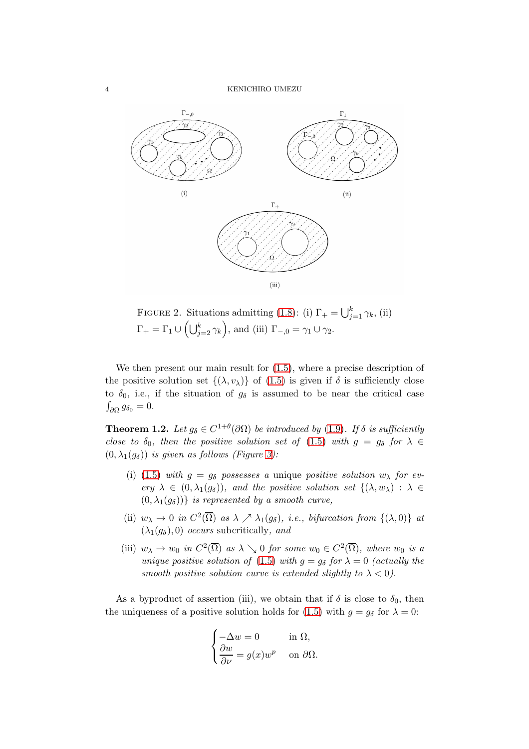FIGURE 2. Situations admitting (1.8): (i) $\Gamma_+ = \bigcup_{j=1}^k \gamma_k$, (ii) $\Gamma_+ = \Gamma_1 \cup \left(\bigcup_{j=2}^k \gamma_k\right)$, and (iii) $\Gamma_{-,0} = \gamma_1 \cup \gamma_2$.

We then present our main result for (1.5), where a precise description of the positive solution set $\{(\lambda, v_\lambda)\}$ of (1.5) is given if $\delta$ is sufficiently close to $\delta_0$, i.e., if the situation of $g_\delta$ is assumed to be near the critical case $\int_{\partial\Omega} g_{\delta_0} = 0$.

**Theorem 1.2.** *Let $g_\delta \in C^{1+\theta}(\partial\Omega)$ be introduced by* (1.9)*. If $\delta$ is sufficiently close to $\delta_0$, then the positive solution set of* (1.5) *with $g = g_\delta$ for $\lambda \in (0, \lambda_1(g_\delta))$ is given as follows (Figure 3):*

(i) (1.5) *with $g = g_\delta$ possesses a* unique *positive solution $w_\lambda$ for every $\lambda \in (0, \lambda_1(g_\delta))$, and the positive solution set $\{(\lambda, w_\lambda) : \lambda \in (0, \lambda_1(g_\delta))\}$ is represented by a smooth curve,*

(ii) *$w_\lambda \to 0$ in $C^2(\overline{\Omega})$ as $\lambda \nearrow \lambda_1(g_\delta)$, i.e., bifurcation from $\{(\lambda, 0)\}$ at $(\lambda_1(g_\delta), 0)$ occurs* subcritically*, and*

(iii) *$w_\lambda \to w_0$ in $C^2(\overline{\Omega})$ as $\lambda \searrow 0$ for some $w_0 \in C^2(\overline{\Omega})$, where $w_0$ is a unique positive solution of* (1.5) *with $g = g_\delta$ for $\lambda = 0$ (actually the smooth positive solution curve is extended slightly to $\lambda < 0$).*

As a byproduct of assertion (iii), we obtain that if $\delta$ is close to $\delta_0$, then the uniqueness of a positive solution holds for (1.5) with $g = g_\delta$ for $\lambda = 0$:

$$\begin{cases} -\Delta w = 0 & \text{in } \Omega, \\ \dfrac{\partial w}{\partial \nu} = g(x) w^p & \text{on } \partial\Omega. \end{cases}$$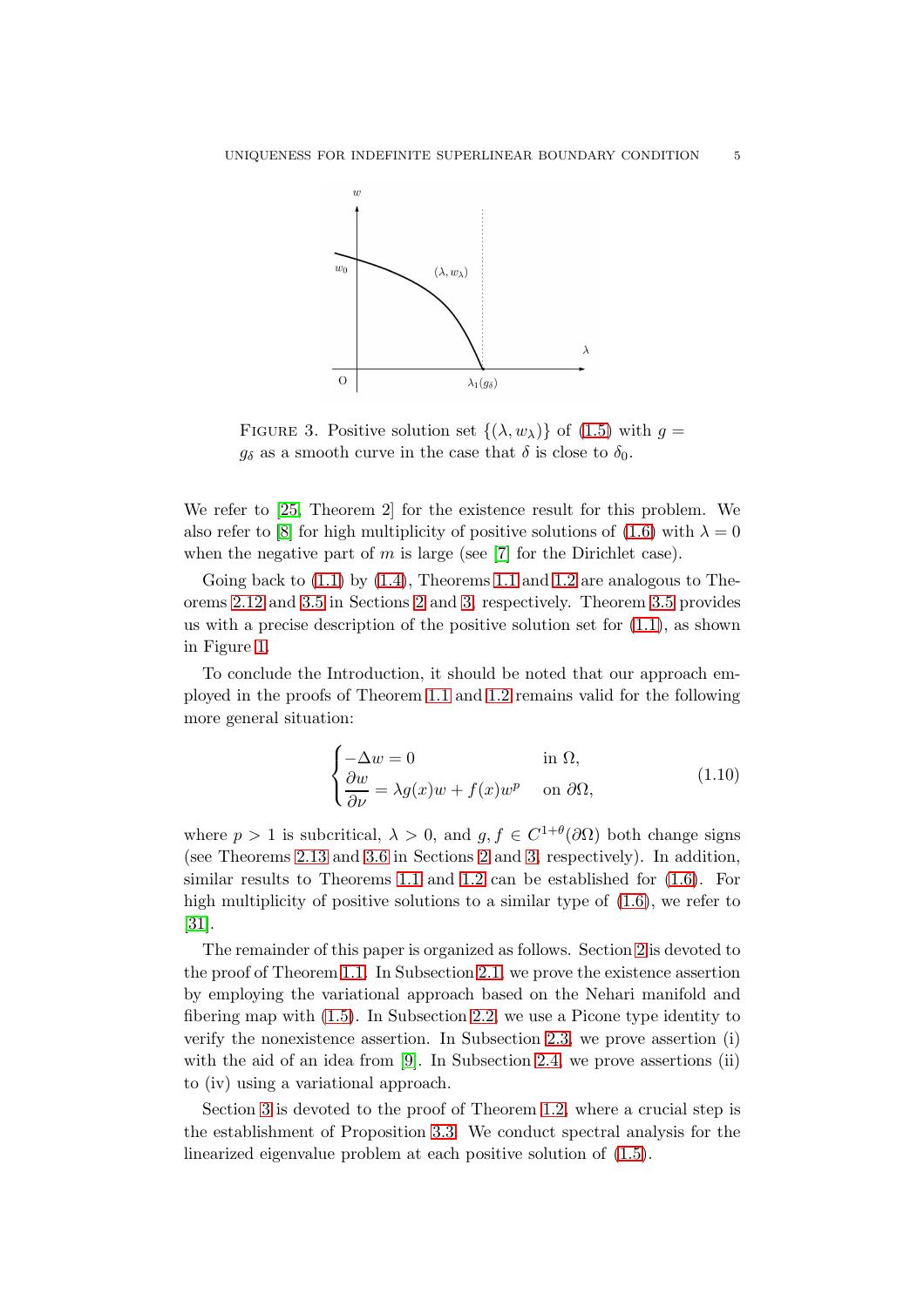FIGURE 3. Positive solution set $\{(\lambda, w_\lambda)\}$ of (1.5) with $g = g_\delta$ as a smooth curve in the case that $\delta$ is close to $\delta_0$.

We refer to [25, Theorem 2] for the existence result for this problem. We also refer to [8] for high multiplicity of positive solutions of (1.6) with $\lambda = 0$ when the negative part of $m$ is large (see [7] for the Dirichlet case).

Going back to (1.1) by (1.4), Theorems 1.1 and 1.2 are analogous to Theorems 2.12 and 3.5 in Sections 2 and 3, respectively. Theorem 3.5 provides us with a precise description of the positive solution set for (1.1), as shown in Figure 1.

To conclude the Introduction, it should be noted that our approach employed in the proofs of Theorem 1.1 and 1.2 remains valid for the following more general situation:

$$
\begin{cases}
-\Delta w = 0 & \text{in } \Omega, \\
\dfrac{\partial w}{\partial \nu} = \lambda g(x) w + f(x) w^p & \text{on } \partial\Omega,
\end{cases}
\tag{1.10}
$$

where $p > 1$ is subcritical, $\lambda > 0$, and $g, f \in C^{1+\theta}(\partial\Omega)$ both change signs (see Theorems 2.13 and 3.6 in Sections 2 and 3, respectively). In addition, similar results to Theorems 1.1 and 1.2 can be established for (1.6). For high multiplicity of positive solutions to a similar type of (1.6), we refer to [31].

The remainder of this paper is organized as follows. Section 2 is devoted to the proof of Theorem 1.1. In Subsection 2.1, we prove the existence assertion by employing the variational approach based on the Nehari manifold and fibering map with (1.5). In Subsection 2.2, we use a Picone type identity to verify the nonexistence assertion. In Subsection 2.3, we prove assertion (i) with the aid of an idea from [9]. In Subsection 2.4, we prove assertions (ii) to (iv) using a variational approach.

Section 3 is devoted to the proof of Theorem 1.2, where a crucial step is the establishment of Proposition 3.3. We conduct spectral analysis for the linearized eigenvalue problem at each positive solution of (1.5).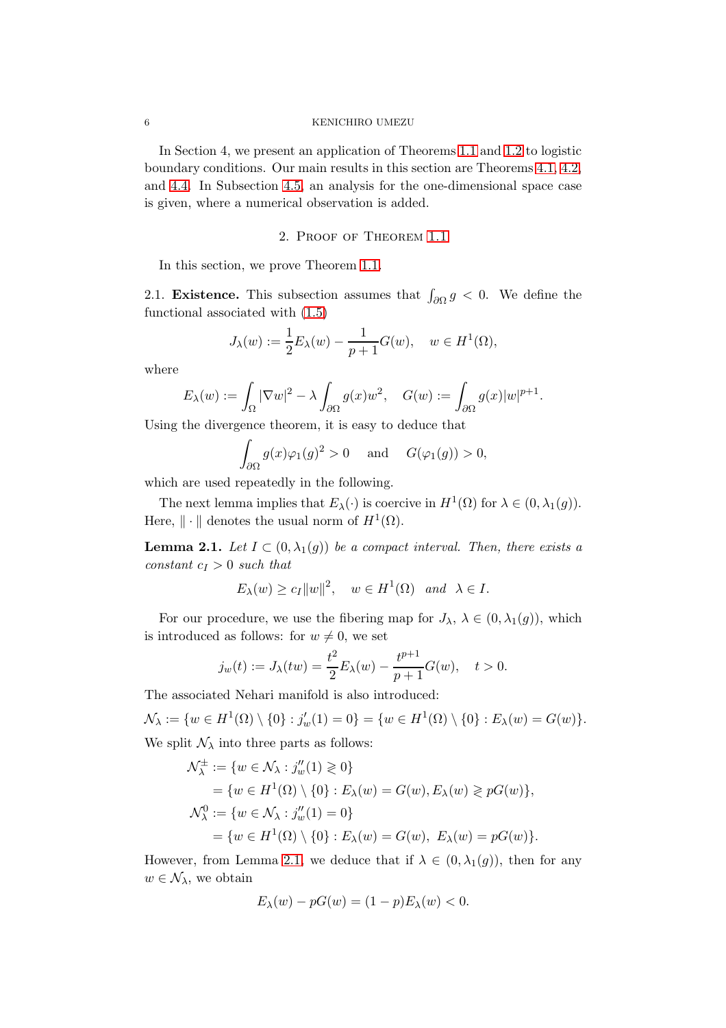In Section 4, we present an application of Theorems 1.1 and 1.2 to logistic boundary conditions. Our main results in this section are Theorems 4.1, 4.2, and 4.4. In Subsection 4.5, an analysis for the one-dimensional space case is given, where a numerical observation is added.

## 2. Proof of Theorem 1.1

In this section, we prove Theorem 1.1.

2.1. **Existence.** This subsection assumes that $\int_{\partial\Omega} g < 0$. We define the functional associated with (1.5)

$$J_\lambda(w) := \frac{1}{2}E_\lambda(w) - \frac{1}{p+1}G(w), \quad w \in H^1(\Omega),$$

where

$$E_\lambda(w) := \int_\Omega |\nabla w|^2 - \lambda \int_{\partial\Omega} g(x)w^2, \quad G(w) := \int_{\partial\Omega} g(x)|w|^{p+1}.$$

Using the divergence theorem, it is easy to deduce that

$$\int_{\partial\Omega} g(x)\varphi_1(g)^2 > 0 \quad \text{ and } \quad G(\varphi_1(g)) > 0,$$

which are used repeatedly in the following.

The next lemma implies that $E_\lambda(\cdot)$ is coercive in $H^1(\Omega)$ for $\lambda \in (0, \lambda_1(g))$. Here, $\|\cdot\|$ denotes the usual norm of $H^1(\Omega)$.

**Lemma 2.1.** *Let $I \subset (0, \lambda_1(g))$ be a compact interval. Then, there exists a constant $c_I > 0$ such that*

$$E_\lambda(w) \geq c_I \|w\|^2, \quad w \in H^1(\Omega) \;\; \text{and} \;\; \lambda \in I.$$

For our procedure, we use the fibering map for $J_\lambda$, $\lambda \in (0, \lambda_1(g))$, which is introduced as follows: for $w \neq 0$, we set

$$j_w(t) := J_\lambda(tw) = \frac{t^2}{2}E_\lambda(w) - \frac{t^{p+1}}{p+1}G(w), \quad t > 0.$$

The associated Nehari manifold is also introduced:

$$\mathcal{N}_\lambda := \{w \in H^1(\Omega) \setminus \{0\} : j_w'(1) = 0\} = \{w \in H^1(\Omega) \setminus \{0\} : E_\lambda(w) = G(w)\}.$$

We split $\mathcal{N}_\lambda$ into three parts as follows:

$$\begin{aligned}
\mathcal{N}_\lambda^\pm &:= \{w \in \mathcal{N}_\lambda : j_w''(1) \gtrless 0\} \\
&= \{w \in H^1(\Omega) \setminus \{0\} : E_\lambda(w) = G(w), E_\lambda(w) \gtrless pG(w)\}, \\
\mathcal{N}_\lambda^0 &:= \{w \in \mathcal{N}_\lambda : j_w''(1) = 0\} \\
&= \{w \in H^1(\Omega) \setminus \{0\} : E_\lambda(w) = G(w), \; E_\lambda(w) = pG(w)\}.
\end{aligned}$$

However, from Lemma 2.1, we deduce that if $\lambda \in (0, \lambda_1(g))$, then for any $w \in \mathcal{N}_\lambda$, we obtain

$$E_\lambda(w) - pG(w) = (1-p)E_\lambda(w) < 0.$$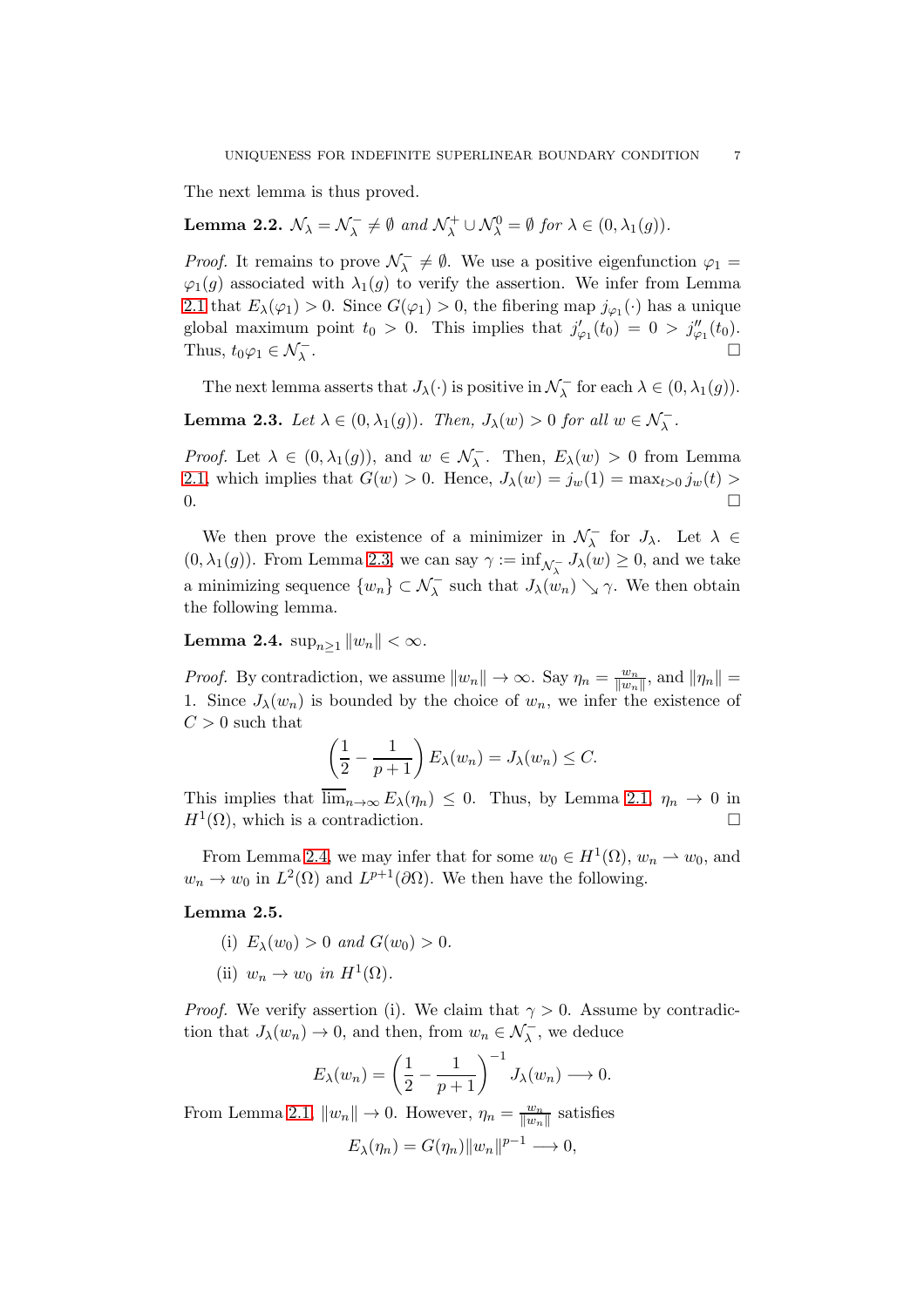The next lemma is thus proved.

**Lemma 2.2.** *$\mathcal{N}_\lambda = \mathcal{N}_\lambda^- \neq \emptyset$ and $\mathcal{N}_\lambda^+ \cup \mathcal{N}_\lambda^0 = \emptyset$ for $\lambda \in (0, \lambda_1(g))$.*

*Proof.* It remains to prove $\mathcal{N}_\lambda^- \neq \emptyset$. We use a positive eigenfunction $\varphi_1 = \varphi_1(g)$ associated with $\lambda_1(g)$ to verify the assertion. We infer from Lemma 2.1 that $E_\lambda(\varphi_1) > 0$. Since $G(\varphi_1) > 0$, the fibering map $j_{\varphi_1}(\cdot)$ has a unique global maximum point $t_0 > 0$. This implies that $j'_{\varphi_1}(t_0) = 0 > j''_{\varphi_1}(t_0)$. Thus, $t_0\varphi_1 \in \mathcal{N}_\lambda^-$. $\square$

The next lemma asserts that $J_\lambda(\cdot)$ is positive in $\mathcal{N}_\lambda^-$ for each $\lambda \in (0, \lambda_1(g))$.

**Lemma 2.3.** *Let $\lambda \in (0, \lambda_1(g))$. Then, $J_\lambda(w) > 0$ for all $w \in \mathcal{N}_\lambda^-$.*

*Proof.* Let $\lambda \in (0, \lambda_1(g))$, and $w \in \mathcal{N}_\lambda^-$. Then, $E_\lambda(w) > 0$ from Lemma 2.1, which implies that $G(w) > 0$. Hence, $J_\lambda(w) = j_w(1) = \max_{t>0} j_w(t) > 0$. $\square$

We then prove the existence of a minimizer in $\mathcal{N}_\lambda^-$ for $J_\lambda$. Let $\lambda \in (0, \lambda_1(g))$. From Lemma 2.3, we can say $\gamma := \inf_{\mathcal{N}_\lambda^-} J_\lambda(w) \geq 0$, and we take a minimizing sequence $\{w_n\} \subset \mathcal{N}_\lambda^-$ such that $J_\lambda(w_n) \searrow \gamma$. We then obtain the following lemma.

**Lemma 2.4.** $\sup_{n\geq 1} \|w_n\| < \infty$.

*Proof.* By contradiction, we assume $\|w_n\| \to \infty$. Say $\eta_n = \frac{w_n}{\|w_n\|}$, and $\|\eta_n\| = 1$. Since $J_\lambda(w_n)$ is bounded by the choice of $w_n$, we infer the existence of $C > 0$ such that

$$\left(\frac{1}{2} - \frac{1}{p+1}\right) E_\lambda(w_n) = J_\lambda(w_n) \leq C.$$

This implies that $\overline{\lim}_{n\to\infty} E_\lambda(\eta_n) \leq 0$. Thus, by Lemma 2.1, $\eta_n \to 0$ in $H^1(\Omega)$, which is a contradiction. $\square$

From Lemma 2.4, we may infer that for some $w_0 \in H^1(\Omega)$, $w_n \rightharpoonup w_0$, and $w_n \to w_0$ in $L^2(\Omega)$ and $L^{p+1}(\partial\Omega)$. We then have the following.

**Lemma 2.5.**

(i) $E_\lambda(w_0) > 0$ *and* $G(w_0) > 0$.

(ii) $w_n \to w_0$ *in* $H^1(\Omega)$.

*Proof.* We verify assertion (i). We claim that $\gamma > 0$. Assume by contradiction that $J_\lambda(w_n) \to 0$, and then, from $w_n \in \mathcal{N}_\lambda^-$, we deduce

$$E_\lambda(w_n) = \left(\frac{1}{2} - \frac{1}{p+1}\right)^{-1} J_\lambda(w_n) \longrightarrow 0.$$

From Lemma 2.1, $\|w_n\| \to 0$. However, $\eta_n = \frac{w_n}{\|w_n\|}$ satisfies

$$E_\lambda(\eta_n) = G(\eta_n)\|w_n\|^{p-1} \longrightarrow 0,$$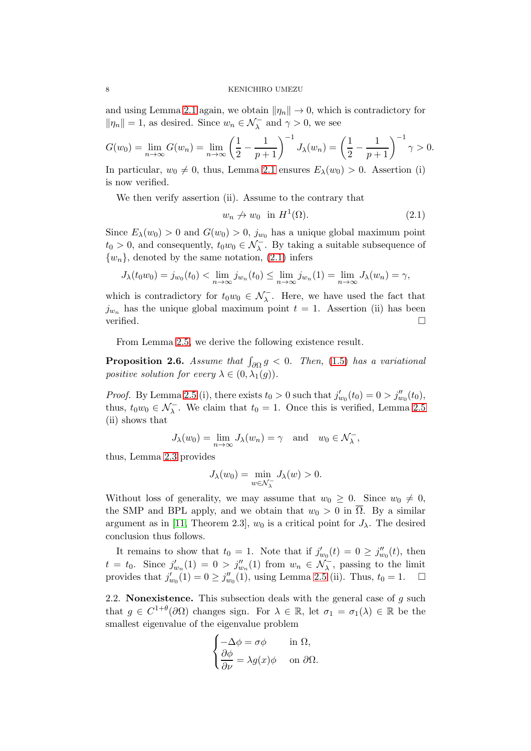and using Lemma 2.1 again, we obtain $\|\eta_n\| \to 0$, which is contradictory for $\|\eta_n\| = 1$, as desired. Since $w_n \in \mathcal{N}_\lambda^-$ and $\gamma > 0$, we see

$$G(w_0) = \lim_{n\to\infty} G(w_n) = \lim_{n\to\infty} \left(\frac{1}{2} - \frac{1}{p+1}\right)^{-1} J_\lambda(w_n) = \left(\frac{1}{2} - \frac{1}{p+1}\right)^{-1} \gamma > 0.$$

In particular, $w_0 \neq 0$, thus, Lemma 2.1 ensures $E_\lambda(w_0) > 0$. Assertion (i) is now verified.

We then verify assertion (ii). Assume to the contrary that

$$w_n \not\to w_0 \quad \text{in } H^1(\Omega). \tag{2.1}$$

Since $E_\lambda(w_0) > 0$ and $G(w_0) > 0$, $j_{w_0}$ has a unique global maximum point $t_0 > 0$, and consequently, $t_0 w_0 \in \mathcal{N}_\lambda^-$. By taking a suitable subsequence of $\{w_n\}$, denoted by the same notation, (2.1) infers

$$J_\lambda(t_0 w_0) = j_{w_0}(t_0) < \lim_{n\to\infty} j_{w_n}(t_0) \leq \lim_{n\to\infty} j_{w_n}(1) = \lim_{n\to\infty} J_\lambda(w_n) = \gamma,$$

which is contradictory for $t_0 w_0 \in \mathcal{N}_\lambda^-$. Here, we have used the fact that $j_{w_n}$ has the unique global maximum point $t = 1$. Assertion (ii) has been verified. $\square$

From Lemma 2.5, we derive the following existence result.

**Proposition 2.6.** *Assume that $\int_{\partial\Omega} g < 0$. Then, (1.5) has a variational positive solution for every $\lambda \in (0, \lambda_1(g))$.*

*Proof.* By Lemma 2.5 (i), there exists $t_0 > 0$ such that $j'_{w_0}(t_0) = 0 > j''_{w_0}(t_0)$, thus, $t_0 w_0 \in \mathcal{N}_\lambda^-$. We claim that $t_0 = 1$. Once this is verified, Lemma 2.5 (ii) shows that

$$J_\lambda(w_0) = \lim_{n\to\infty} J_\lambda(w_n) = \gamma \quad \text{and} \quad w_0 \in \mathcal{N}_\lambda^-,$$

thus, Lemma 2.3 provides

$$J_\lambda(w_0) = \min_{w \in \mathcal{N}_\lambda^-} J_\lambda(w) > 0.$$

Without loss of generality, we may assume that $w_0 \geq 0$. Since $w_0 \neq 0$, the SMP and BPL apply, and we obtain that $w_0 > 0$ in $\overline{\Omega}$. By a similar argument as in [11, Theorem 2.3], $w_0$ is a critical point for $J_\lambda$. The desired conclusion thus follows.

It remains to show that $t_0 = 1$. Note that if $j'_{w_0}(t) = 0 \geq j''_{w_0}(t)$, then $t = t_0$. Since $j'_{w_n}(1) = 0 > j''_{w_n}(1)$ from $w_n \in \mathcal{N}_\lambda^-$, passing to the limit provides that $j'_{w_0}(1) = 0 \geq j''_{w_0}(1)$, using Lemma 2.5 (ii). Thus, $t_0 = 1$. $\square$

2.2. **Nonexistence.** This subsection deals with the general case of $g$ such that $g \in C^{1+\theta}(\partial\Omega)$ changes sign. For $\lambda \in \mathbb{R}$, let $\sigma_1 = \sigma_1(\lambda) \in \mathbb{R}$ be the smallest eigenvalue of the eigenvalue problem

$$\begin{cases} -\Delta\phi = \sigma\phi & \text{in } \Omega, \\ \dfrac{\partial\phi}{\partial\nu} = \lambda g(x)\phi & \text{on } \partial\Omega. \end{cases}$$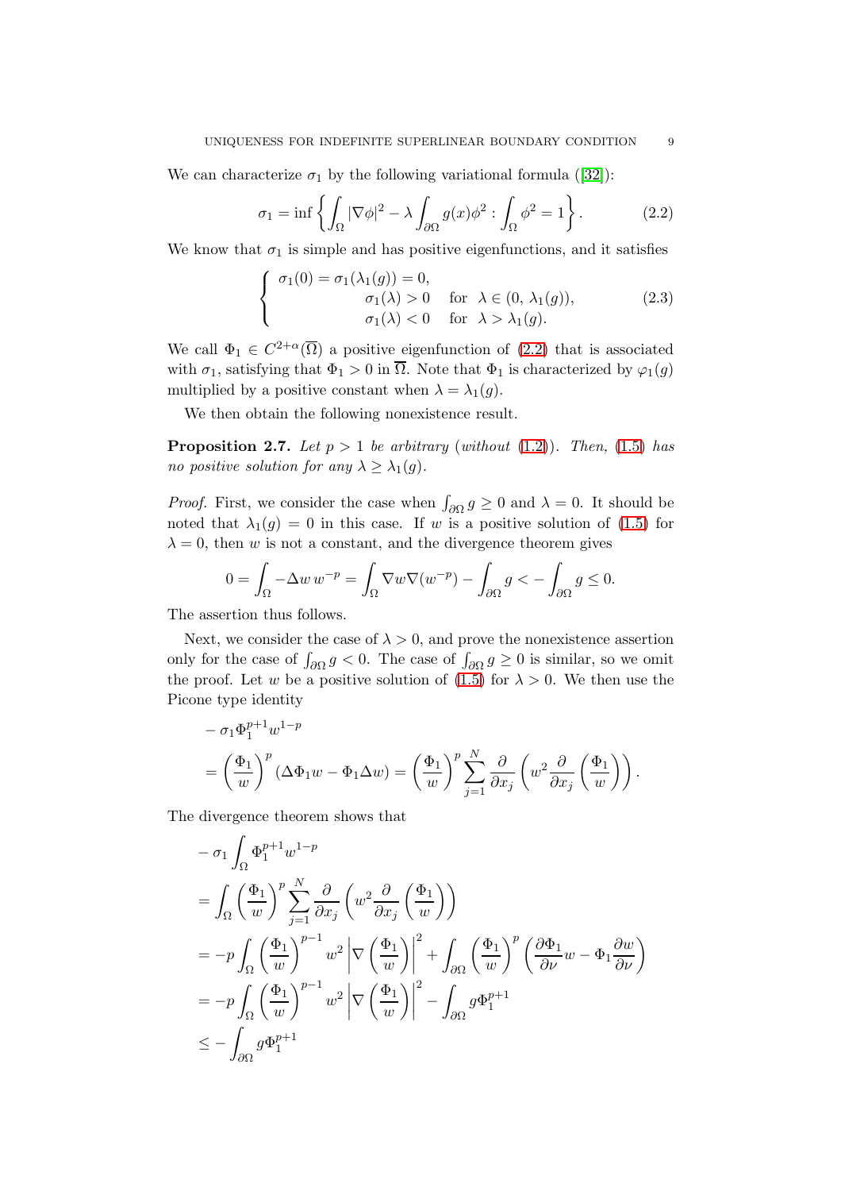We can characterize $\sigma_1$ by the following variational formula ([32]):

$$\sigma_1 = \inf \left\{ \int_\Omega |\nabla \phi|^2 - \lambda \int_{\partial\Omega} g(x)\phi^2 : \int_\Omega \phi^2 = 1 \right\}. \tag{2.2}$$

We know that $\sigma_1$ is simple and has positive eigenfunctions, and it satisfies

$$\begin{cases} \sigma_1(0) = \sigma_1(\lambda_1(g)) = 0, \\ \qquad\qquad \sigma_1(\lambda) > 0 \quad \text{for} \quad \lambda \in (0,\, \lambda_1(g)), \\ \qquad\qquad \sigma_1(\lambda) < 0 \quad \text{for} \quad \lambda > \lambda_1(g). \end{cases} \tag{2.3}$$

We call $\Phi_1 \in C^{2+\alpha}(\overline{\Omega})$ a positive eigenfunction of (2.2) that is associated with $\sigma_1$, satisfying that $\Phi_1 > 0$ in $\overline{\Omega}$. Note that $\Phi_1$ is characterized by $\varphi_1(g)$ multiplied by a positive constant when $\lambda = \lambda_1(g)$.

We then obtain the following nonexistence result.

**Proposition 2.7.** *Let $p > 1$ be arbitrary (without (1.2)). Then, (1.5) has no positive solution for any $\lambda \geq \lambda_1(g)$.*

*Proof.* First, we consider the case when $\int_{\partial\Omega} g \geq 0$ and $\lambda = 0$. It should be noted that $\lambda_1(g) = 0$ in this case. If $w$ is a positive solution of (1.5) for $\lambda = 0$, then $w$ is not a constant, and the divergence theorem gives

$$0 = \int_\Omega -\Delta w \, w^{-p} = \int_\Omega \nabla w \nabla (w^{-p}) - \int_{\partial\Omega} g < -\int_{\partial\Omega} g \leq 0.$$

The assertion thus follows.

Next, we consider the case of $\lambda > 0$, and prove the nonexistence assertion only for the case of $\int_{\partial\Omega} g < 0$. The case of $\int_{\partial\Omega} g \geq 0$ is similar, so we omit the proof. Let $w$ be a positive solution of (1.5) for $\lambda > 0$. We then use the Picone type identity

$$\begin{aligned} & -\sigma_1 \Phi_1^{p+1} w^{1-p} \\ &= \left(\frac{\Phi_1}{w}\right)^p (\Delta \Phi_1 w - \Phi_1 \Delta w) = \left(\frac{\Phi_1}{w}\right)^p \sum_{j=1}^N \frac{\partial}{\partial x_j}\left( w^2 \frac{\partial}{\partial x_j}\left(\frac{\Phi_1}{w}\right)\right). \end{aligned}$$

The divergence theorem shows that

$$\begin{aligned} & -\sigma_1 \int_\Omega \Phi_1^{p+1} w^{1-p} \\ &= \int_\Omega \left(\frac{\Phi_1}{w}\right)^p \sum_{j=1}^N \frac{\partial}{\partial x_j}\left( w^2 \frac{\partial}{\partial x_j}\left(\frac{\Phi_1}{w}\right)\right) \\ &= -p\int_\Omega \left(\frac{\Phi_1}{w}\right)^{p-1} w^2 \left|\nabla\left(\frac{\Phi_1}{w}\right)\right|^2 + \int_{\partial\Omega} \left(\frac{\Phi_1}{w}\right)^p \left(\frac{\partial \Phi_1}{\partial \nu} w - \Phi_1 \frac{\partial w}{\partial \nu}\right) \\ &= -p\int_\Omega \left(\frac{\Phi_1}{w}\right)^{p-1} w^2 \left|\nabla\left(\frac{\Phi_1}{w}\right)\right|^2 - \int_{\partial\Omega} g \Phi_1^{p+1} \\ &\leq -\int_{\partial\Omega} g \Phi_1^{p+1} \end{aligned}$$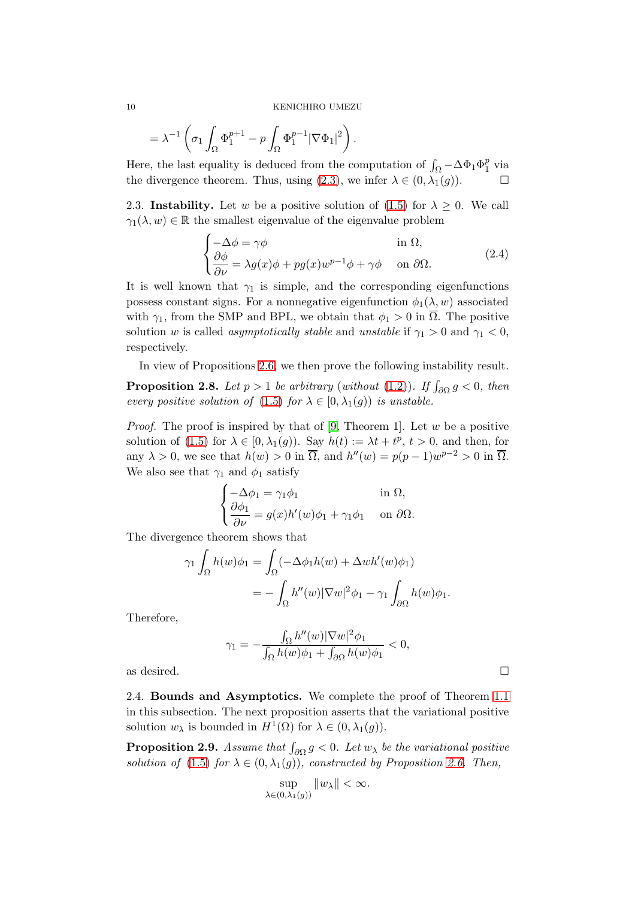$$= \lambda^{-1} \left( \sigma_1 \int_\Omega \Phi_1^{p+1} - p \int_\Omega \Phi_1^{p-1} |\nabla \Phi_1|^2 \right).$$

Here, the last equality is deduced from the computation of $\int_\Omega -\Delta\Phi_1 \Phi_1^p$ via the divergence theorem. Thus, using (2.3), we infer $\lambda \in (0, \lambda_1(g))$. $\square$

2.3. **Instability.** Let $w$ be a positive solution of (1.5) for $\lambda \geq 0$. We call $\gamma_1(\lambda, w) \in \mathbb{R}$ the smallest eigenvalue of the eigenvalue problem

$$\begin{cases} -\Delta\phi = \gamma\phi & \text{in } \Omega, \\ \dfrac{\partial \phi}{\partial \nu} = \lambda g(x)\phi + pg(x)w^{p-1}\phi + \gamma\phi & \text{on } \partial\Omega. \end{cases} \tag{2.4}$$

It is well known that $\gamma_1$ is simple, and the corresponding eigenfunctions possess constant signs. For a nonnegative eigenfunction $\phi_1(\lambda, w)$ associated with $\gamma_1$, from the SMP and BPL, we obtain that $\phi_1 > 0$ in $\overline{\Omega}$. The positive solution $w$ is called *asymptotically stable* and *unstable* if $\gamma_1 > 0$ and $\gamma_1 < 0$, respectively.

In view of Propositions 2.6, we then prove the following instability result.

**Proposition 2.8.** *Let $p > 1$ be arbitrary (without (1.2)). If $\int_{\partial\Omega} g < 0$, then every positive solution of (1.5) for $\lambda \in [0, \lambda_1(g))$ is unstable.*

*Proof.* The proof is inspired by that of [9, Theorem 1]. Let $w$ be a positive solution of (1.5) for $\lambda \in [0, \lambda_1(g))$. Say $h(t) := \lambda t + t^p$, $t > 0$, and then, for any $\lambda > 0$, we see that $h(w) > 0$ in $\overline{\Omega}$, and $h''(w) = p(p-1)w^{p-2} > 0$ in $\overline{\Omega}$. We also see that $\gamma_1$ and $\phi_1$ satisfy

$$\begin{cases} -\Delta\phi_1 = \gamma_1\phi_1 & \text{in } \Omega, \\ \dfrac{\partial \phi_1}{\partial \nu} = g(x)h'(w)\phi_1 + \gamma_1\phi_1 & \text{on } \partial\Omega. \end{cases}$$

The divergence theorem shows that

$$\begin{aligned} \gamma_1 \int_\Omega h(w)\phi_1 &= \int_\Omega (-\Delta\phi_1 h(w) + \Delta w h'(w)\phi_1) \\ &= -\int_\Omega h''(w)|\nabla w|^2 \phi_1 - \gamma_1 \int_{\partial\Omega} h(w)\phi_1. \end{aligned}$$

Therefore,

$$\gamma_1 = -\frac{\int_\Omega h''(w)|\nabla w|^2\phi_1}{\int_\Omega h(w)\phi_1 + \int_{\partial\Omega} h(w)\phi_1} < 0,$$

as desired. $\square$

2.4. **Bounds and Asymptotics.** We complete the proof of Theorem 1.1 in this subsection. The next proposition asserts that the variational positive solution $w_\lambda$ is bounded in $H^1(\Omega)$ for $\lambda \in (0, \lambda_1(g))$.

**Proposition 2.9.** *Assume that $\int_{\partial\Omega} g < 0$. Let $w_\lambda$ be the variational positive solution of (1.5) for $\lambda \in (0, \lambda_1(g))$, constructed by Proposition 2.6. Then,*

$$\sup_{\lambda \in (0, \lambda_1(g))} \|w_\lambda\| < \infty.$$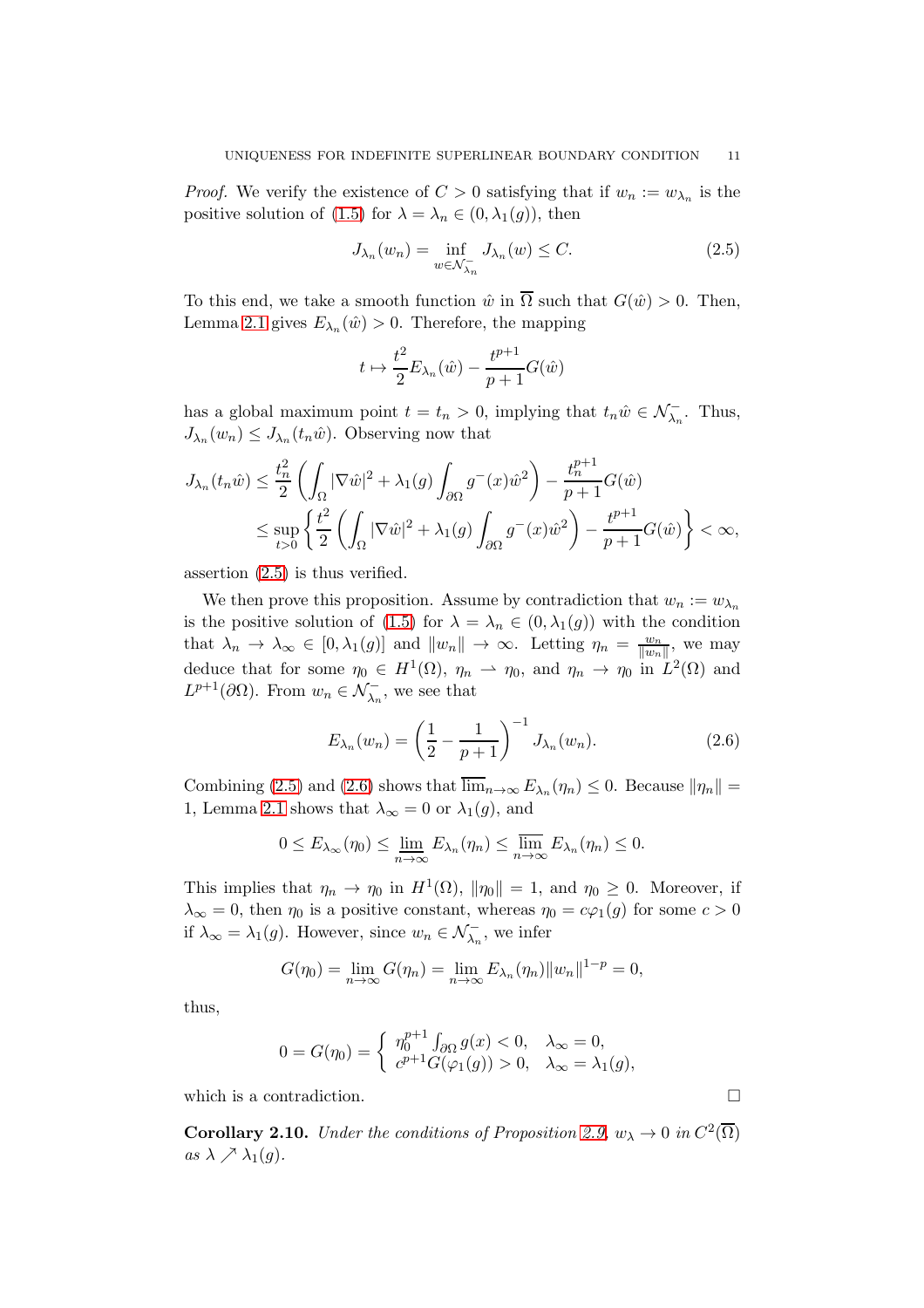*Proof.* We verify the existence of $C > 0$ satisfying that if $w_n := w_{\lambda_n}$ is the positive solution of (1.5) for $\lambda = \lambda_n \in (0, \lambda_1(g))$, then

$$J_{\lambda_n}(w_n) = \inf_{w \in \mathcal{N}^-_{\lambda_n}} J_{\lambda_n}(w) \leq C. \tag{2.5}$$

To this end, we take a smooth function $\hat{w}$ in $\overline{\Omega}$ such that $G(\hat{w}) > 0$. Then, Lemma 2.1 gives $E_{\lambda_n}(\hat{w}) > 0$. Therefore, the mapping

$$t \mapsto \frac{t^2}{2} E_{\lambda_n}(\hat{w}) - \frac{t^{p+1}}{p+1} G(\hat{w})$$

has a global maximum point $t = t_n > 0$, implying that $t_n \hat{w} \in \mathcal{N}^-_{\lambda_n}$. Thus, $J_{\lambda_n}(w_n) \leq J_{\lambda_n}(t_n \hat{w})$. Observing now that

$$\begin{aligned}
J_{\lambda_n}(t_n \hat{w}) &\leq \frac{t_n^2}{2} \left( \int_\Omega |\nabla \hat{w}|^2 + \lambda_1(g) \int_{\partial\Omega} g^-(x) \hat{w}^2 \right) - \frac{t_n^{p+1}}{p+1} G(\hat{w}) \\
&\leq \sup_{t>0} \left\{ \frac{t^2}{2} \left( \int_\Omega |\nabla \hat{w}|^2 + \lambda_1(g) \int_{\partial\Omega} g^-(x) \hat{w}^2 \right) - \frac{t^{p+1}}{p+1} G(\hat{w}) \right\} < \infty,
\end{aligned}$$

assertion (2.5) is thus verified.

We then prove this proposition. Assume by contradiction that $w_n := w_{\lambda_n}$ is the positive solution of (1.5) for $\lambda = \lambda_n \in (0, \lambda_1(g))$ with the condition that $\lambda_n \to \lambda_\infty \in [0, \lambda_1(g)]$ and $\|w_n\| \to \infty$. Letting $\eta_n = \frac{w_n}{\|w_n\|}$, we may deduce that for some $\eta_0 \in H^1(\Omega)$, $\eta_n \rightharpoonup \eta_0$, and $\eta_n \to \eta_0$ in $L^2(\Omega)$ and $L^{p+1}(\partial\Omega)$. From $w_n \in \mathcal{N}^-_{\lambda_n}$, we see that

$$E_{\lambda_n}(w_n) = \left( \frac{1}{2} - \frac{1}{p+1} \right)^{-1} J_{\lambda_n}(w_n). \tag{2.6}$$

Combining (2.5) and (2.6) shows that $\overline{\lim}_{n\to\infty} E_{\lambda_n}(\eta_n) \leq 0$. Because $\|\eta_n\| = 1$, Lemma 2.1 shows that $\lambda_\infty = 0$ or $\lambda_1(g)$, and

$$0 \leq E_{\lambda_\infty}(\eta_0) \leq \underline{\lim}_{n\to\infty} E_{\lambda_n}(\eta_n) \leq \overline{\lim}_{n\to\infty} E_{\lambda_n}(\eta_n) \leq 0.$$

This implies that $\eta_n \to \eta_0$ in $H^1(\Omega)$, $\|\eta_0\| = 1$, and $\eta_0 \geq 0$. Moreover, if $\lambda_\infty = 0$, then $\eta_0$ is a positive constant, whereas $\eta_0 = c\varphi_1(g)$ for some $c > 0$ if $\lambda_\infty = \lambda_1(g)$. However, since $w_n \in \mathcal{N}^-_{\lambda_n}$, we infer

$$G(\eta_0) = \lim_{n\to\infty} G(\eta_n) = \lim_{n\to\infty} E_{\lambda_n}(\eta_n) \|w_n\|^{1-p} = 0,$$

thus,

$$0 = G(\eta_0) = \begin{cases} \eta_0^{p+1} \int_{\partial\Omega} g(x) < 0, & \lambda_\infty = 0, \\ c^{p+1} G(\varphi_1(g)) > 0, & \lambda_\infty = \lambda_1(g), \end{cases}$$

which is a contradiction. $\square$

**Corollary 2.10.** *Under the conditions of Proposition 2.9, $w_\lambda \to 0$ in $C^2(\overline{\Omega})$ as $\lambda \nearrow \lambda_1(g)$.*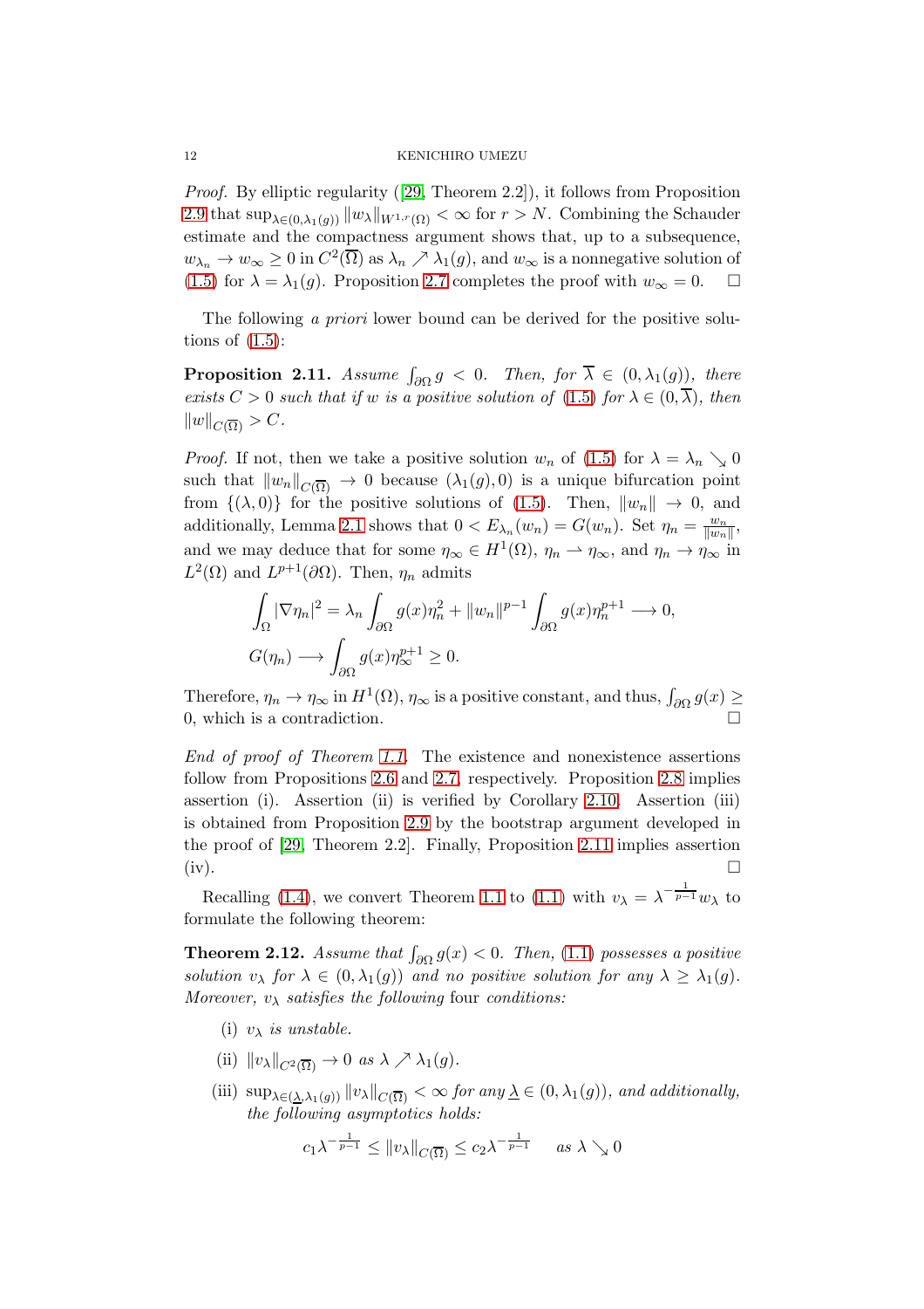*Proof.* By elliptic regularity ([29, Theorem 2.2]), it follows from Proposition 2.9 that $\sup_{\lambda\in(0,\lambda_1(g))} \|w_\lambda\|_{W^{1,r}(\Omega)} < \infty$ for $r > N$. Combining the Schauder estimate and the compactness argument shows that, up to a subsequence, $w_{\lambda_n} \to w_\infty \geq 0$ in $C^2(\overline{\Omega})$ as $\lambda_n \nearrow \lambda_1(g)$, and $w_\infty$ is a nonnegative solution of (1.5) for $\lambda = \lambda_1(g)$. Proposition 2.7 completes the proof with $w_\infty = 0$. $\square$

The following *a priori* lower bound can be derived for the positive solutions of (1.5):

**Proposition 2.11.** *Assume $\int_{\partial\Omega} g < 0$. Then, for $\overline{\lambda} \in (0, \lambda_1(g))$, there exists $C > 0$ such that if $w$ is a positive solution of (1.5) for $\lambda \in (0, \overline{\lambda})$, then $\|w\|_{C(\overline{\Omega})} > C$.*

*Proof.* If not, then we take a positive solution $w_n$ of (1.5) for $\lambda = \lambda_n \searrow 0$ such that $\|w_n\|_{C(\overline{\Omega})} \to 0$ because $(\lambda_1(g), 0)$ is a unique bifurcation point from $\{(\lambda, 0)\}$ for the positive solutions of (1.5). Then, $\|w_n\| \to 0$, and additionally, Lemma 2.1 shows that $0 < E_{\lambda_n}(w_n) = G(w_n)$. Set $\eta_n = \frac{w_n}{\|w_n\|}$, and we may deduce that for some $\eta_\infty \in H^1(\Omega)$, $\eta_n \rightharpoonup \eta_\infty$, and $\eta_n \to \eta_\infty$ in $L^2(\Omega)$ and $L^{p+1}(\partial\Omega)$. Then, $\eta_n$ admits

$$
\begin{aligned}
&\int_\Omega |\nabla \eta_n|^2 = \lambda_n \int_{\partial\Omega} g(x)\eta_n^2 + \|w_n\|^{p-1} \int_{\partial\Omega} g(x)\eta_n^{p+1} \longrightarrow 0, \\
&G(\eta_n) \longrightarrow \int_{\partial\Omega} g(x)\eta_\infty^{p+1} \geq 0.
\end{aligned}
$$

Therefore, $\eta_n \to \eta_\infty$ in $H^1(\Omega)$, $\eta_\infty$ is a positive constant, and thus, $\int_{\partial\Omega} g(x) \geq 0$, which is a contradiction. $\square$

*End of proof of Theorem 1.1.* The existence and nonexistence assertions follow from Propositions 2.6 and 2.7, respectively. Proposition 2.8 implies assertion (i). Assertion (ii) is verified by Corollary 2.10. Assertion (iii) is obtained from Proposition 2.9 by the bootstrap argument developed in the proof of [29, Theorem 2.2]. Finally, Proposition 2.11 implies assertion (iv). $\square$

Recalling (1.4), we convert Theorem 1.1 to (1.1) with $v_\lambda = \lambda^{-\frac{1}{p-1}} w_\lambda$ to formulate the following theorem:

**Theorem 2.12.** *Assume that $\int_{\partial\Omega} g(x) < 0$. Then, (1.1) possesses a positive solution $v_\lambda$ for $\lambda \in (0, \lambda_1(g))$ and no positive solution for any $\lambda \geq \lambda_1(g)$. Moreover, $v_\lambda$ satisfies the following* four *conditions:*

(i) *$v_\lambda$ is unstable.*

(ii) *$\|v_\lambda\|_{C^2(\overline{\Omega})} \to 0$ as $\lambda \nearrow \lambda_1(g)$.*

(iii) *$\sup_{\lambda\in(\underline{\lambda},\lambda_1(g))} \|v_\lambda\|_{C(\overline{\Omega})} < \infty$ for any $\underline{\lambda} \in (0, \lambda_1(g))$, and additionally, the following asymptotics holds:*

$$
c_1 \lambda^{-\frac{1}{p-1}} \leq \|v_\lambda\|_{C(\overline{\Omega})} \leq c_2 \lambda^{-\frac{1}{p-1}} \quad \text{ as } \lambda \searrow 0
$$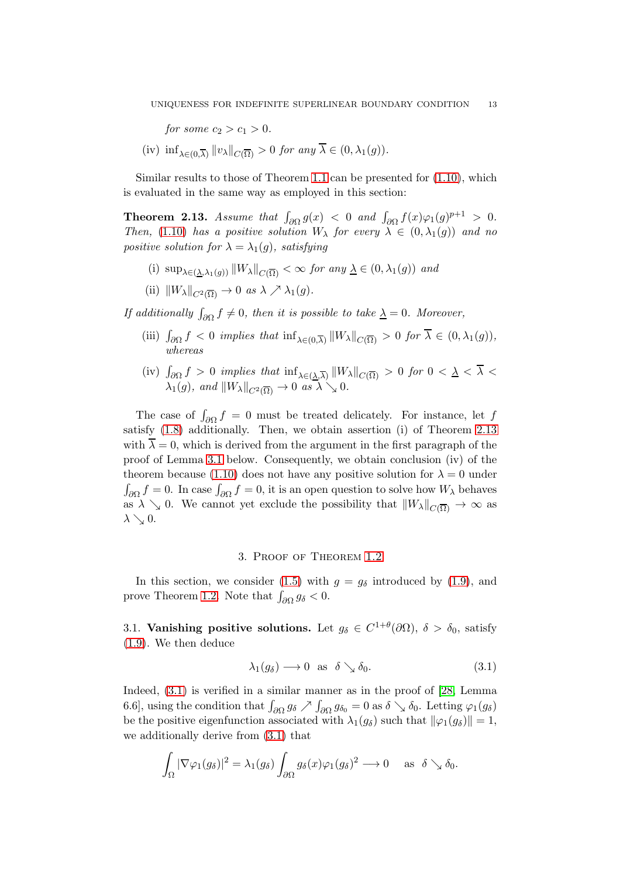*for some* $c_2 > c_1 > 0$.

(iv) $\inf_{\lambda\in(0,\overline{\lambda})} \|v_\lambda\|_{C(\overline{\Omega})} > 0$ *for any* $\overline{\lambda} \in (0, \lambda_1(g))$.

Similar results to those of Theorem 1.1 can be presented for (1.10), which is evaluated in the same way as employed in this section:

**Theorem 2.13.** *Assume that* $\int_{\partial\Omega} g(x) < 0$ *and* $\int_{\partial\Omega} f(x)\varphi_1(g)^{p+1} > 0$. *Then,* (1.10) *has a positive solution* $W_\lambda$ *for every* $\lambda \in (0, \lambda_1(g))$ *and no positive solution for* $\lambda = \lambda_1(g)$*, satisfying*

(i) $\sup_{\lambda\in(\underline{\lambda},\lambda_1(g))} \|W_\lambda\|_{C(\overline{\Omega})} < \infty$ *for any* $\underline{\lambda} \in (0, \lambda_1(g))$ *and*

(ii) $\|W_\lambda\|_{C^2(\overline{\Omega})} \to 0$ *as* $\lambda \nearrow \lambda_1(g)$.

*If additionally* $\int_{\partial\Omega} f \neq 0$*, then it is possible to take* $\underline{\lambda} = 0$*. Moreover,*

(iii) $\int_{\partial\Omega} f < 0$ *implies that* $\inf_{\lambda\in(0,\overline{\lambda})} \|W_\lambda\|_{C(\overline{\Omega})} > 0$ *for* $\overline{\lambda} \in (0, \lambda_1(g))$*, whereas*

(iv) $\int_{\partial\Omega} f > 0$ *implies that* $\inf_{\lambda\in(\underline{\lambda},\overline{\lambda})} \|W_\lambda\|_{C(\overline{\Omega})} > 0$ *for* $0 < \underline{\lambda} < \overline{\lambda} < \lambda_1(g)$*, and* $\|W_\lambda\|_{C^2(\overline{\Omega})} \to 0$ *as* $\lambda \searrow 0$.

The case of $\int_{\partial\Omega} f = 0$ must be treated delicately. For instance, let $f$ satisfy (1.8) additionally. Then, we obtain assertion (i) of Theorem 2.13 with $\overline{\lambda} = 0$, which is derived from the argument in the first paragraph of the proof of Lemma 3.1 below. Consequently, we obtain conclusion (iv) of the theorem because (1.10) does not have any positive solution for $\lambda = 0$ under $\int_{\partial\Omega} f = 0$. In case $\int_{\partial\Omega} f = 0$, it is an open question to solve how $W_\lambda$ behaves as $\lambda \searrow 0$. We cannot yet exclude the possibility that $\|W_\lambda\|_{C(\overline{\Omega})} \to \infty$ as $\lambda \searrow 0$.

## 3. Proof of Theorem 1.2

In this section, we consider (1.5) with $g = g_\delta$ introduced by (1.9), and prove Theorem 1.2. Note that $\int_{\partial\Omega} g_\delta < 0$.

**3.1. Vanishing positive solutions.** Let $g_\delta \in C^{1+\theta}(\partial\Omega)$, $\delta > \delta_0$, satisfy (1.9). We then deduce

$$\lambda_1(g_\delta) \longrightarrow 0 \quad \text{as} \quad \delta \searrow \delta_0. \tag{3.1}$$

Indeed, (3.1) is verified in a similar manner as in the proof of [28, Lemma 6.6], using the condition that $\int_{\partial\Omega} g_\delta \nearrow \int_{\partial\Omega} g_{\delta_0} = 0$ as $\delta \searrow \delta_0$. Letting $\varphi_1(g_\delta)$ be the positive eigenfunction associated with $\lambda_1(g_\delta)$ such that $\|\varphi_1(g_\delta)\| = 1$, we additionally derive from (3.1) that

$$\int_\Omega |\nabla\varphi_1(g_\delta)|^2 = \lambda_1(g_\delta) \int_{\partial\Omega} g_\delta(x)\varphi_1(g_\delta)^2 \longrightarrow 0 \quad \text{as} \quad \delta \searrow \delta_0.$$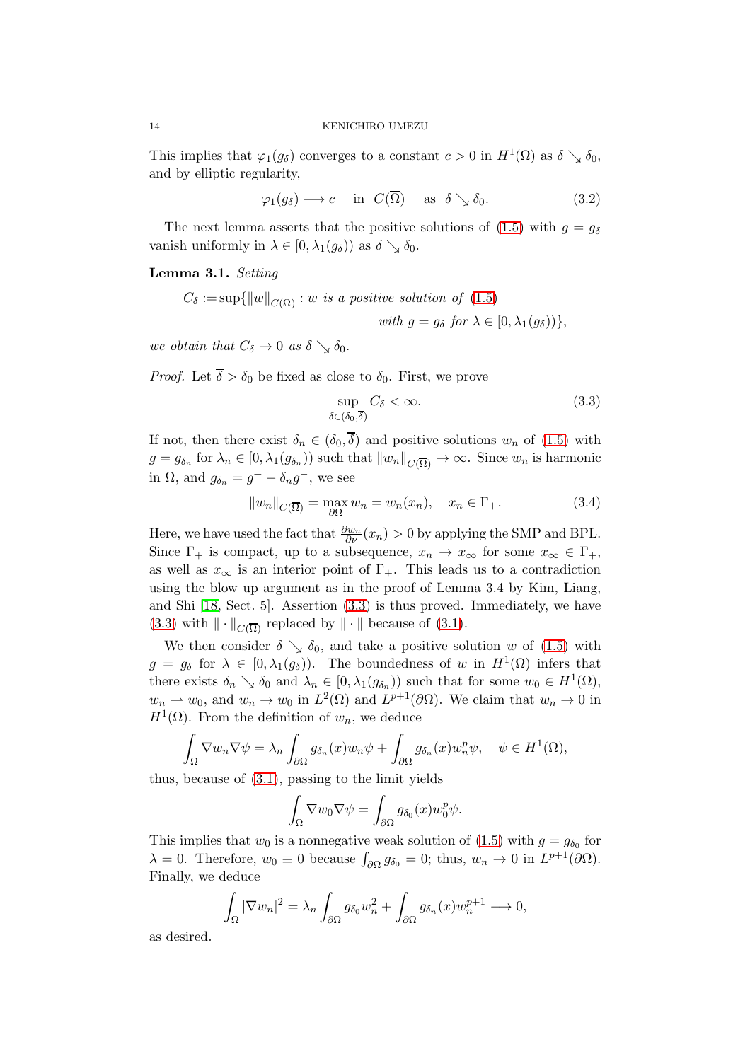This implies that $\varphi_1(g_\delta)$ converges to a constant $c > 0$ in $H^1(\Omega)$ as $\delta \searrow \delta_0$, and by elliptic regularity,

$$\varphi_1(g_\delta) \longrightarrow c \quad \text{in } C(\overline{\Omega}) \quad \text{as } \delta \searrow \delta_0. \tag{3.2}$$

The next lemma asserts that the positive solutions of (1.5) with $g = g_\delta$ vanish uniformly in $\lambda \in [0, \lambda_1(g_\delta))$ as $\delta \searrow \delta_0$.

**Lemma 3.1.** *Setting*

$$C_\delta := \sup\{\|w\|_{C(\overline{\Omega})} : w \text{ is a positive solution of (1.5)} \\ \text{with } g = g_\delta \text{ for } \lambda \in [0, \lambda_1(g_\delta))\},$$

*we obtain that $C_\delta \to 0$ as $\delta \searrow \delta_0$.*

*Proof.* Let $\overline{\delta} > \delta_0$ be fixed as close to $\delta_0$. First, we prove

$$\sup_{\delta \in (\delta_0, \overline{\delta})} C_\delta < \infty. \tag{3.3}$$

If not, then there exist $\delta_n \in (\delta_0, \overline{\delta})$ and positive solutions $w_n$ of (1.5) with $g = g_{\delta_n}$ for $\lambda_n \in [0, \lambda_1(g_{\delta_n}))$ such that $\|w_n\|_{C(\overline{\Omega})} \to \infty$. Since $w_n$ is harmonic in $\Omega$, and $g_{\delta_n} = g^+ - \delta_n g^-$, we see

$$\|w_n\|_{C(\overline{\Omega})} = \max_{\partial\Omega} w_n = w_n(x_n), \quad x_n \in \Gamma_+. \tag{3.4}$$

Here, we have used the fact that $\frac{\partial w_n}{\partial \nu}(x_n) > 0$ by applying the SMP and BPL. Since $\Gamma_+$ is compact, up to a subsequence, $x_n \to x_\infty$ for some $x_\infty \in \Gamma_+$, as well as $x_\infty$ is an interior point of $\Gamma_+$. This leads us to a contradiction using the blow up argument as in the proof of Lemma 3.4 by Kim, Liang, and Shi [18, Sect. 5]. Assertion (3.3) is thus proved. Immediately, we have (3.3) with $\|\cdot\|_{C(\overline{\Omega})}$ replaced by $\|\cdot\|$ because of (3.1).

We then consider $\delta \searrow \delta_0$, and take a positive solution $w$ of (1.5) with $g = g_\delta$ for $\lambda \in [0, \lambda_1(g_\delta))$. The boundedness of $w$ in $H^1(\Omega)$ infers that there exists $\delta_n \searrow \delta_0$ and $\lambda_n \in [0, \lambda_1(g_{\delta_n}))$ such that for some $w_0 \in H^1(\Omega)$, $w_n \rightharpoonup w_0$, and $w_n \to w_0$ in $L^2(\Omega)$ and $L^{p+1}(\partial\Omega)$. We claim that $w_n \to 0$ in $H^1(\Omega)$. From the definition of $w_n$, we deduce

$$\int_\Omega \nabla w_n \nabla \psi = \lambda_n \int_{\partial\Omega} g_{\delta_n}(x) w_n \psi + \int_{\partial\Omega} g_{\delta_n}(x) w_n^p \psi, \quad \psi \in H^1(\Omega),$$

thus, because of (3.1), passing to the limit yields

$$\int_\Omega \nabla w_0 \nabla \psi = \int_{\partial\Omega} g_{\delta_0}(x) w_0^p \psi.$$

This implies that $w_0$ is a nonnegative weak solution of (1.5) with $g = g_{\delta_0}$ for $\lambda = 0$. Therefore, $w_0 \equiv 0$ because $\int_{\partial\Omega} g_{\delta_0} = 0$; thus, $w_n \to 0$ in $L^{p+1}(\partial\Omega)$. Finally, we deduce

$$\int_\Omega |\nabla w_n|^2 = \lambda_n \int_{\partial\Omega} g_{\delta_0} w_n^2 + \int_{\partial\Omega} g_{\delta_n}(x) w_n^{p+1} \longrightarrow 0,$$

as desired.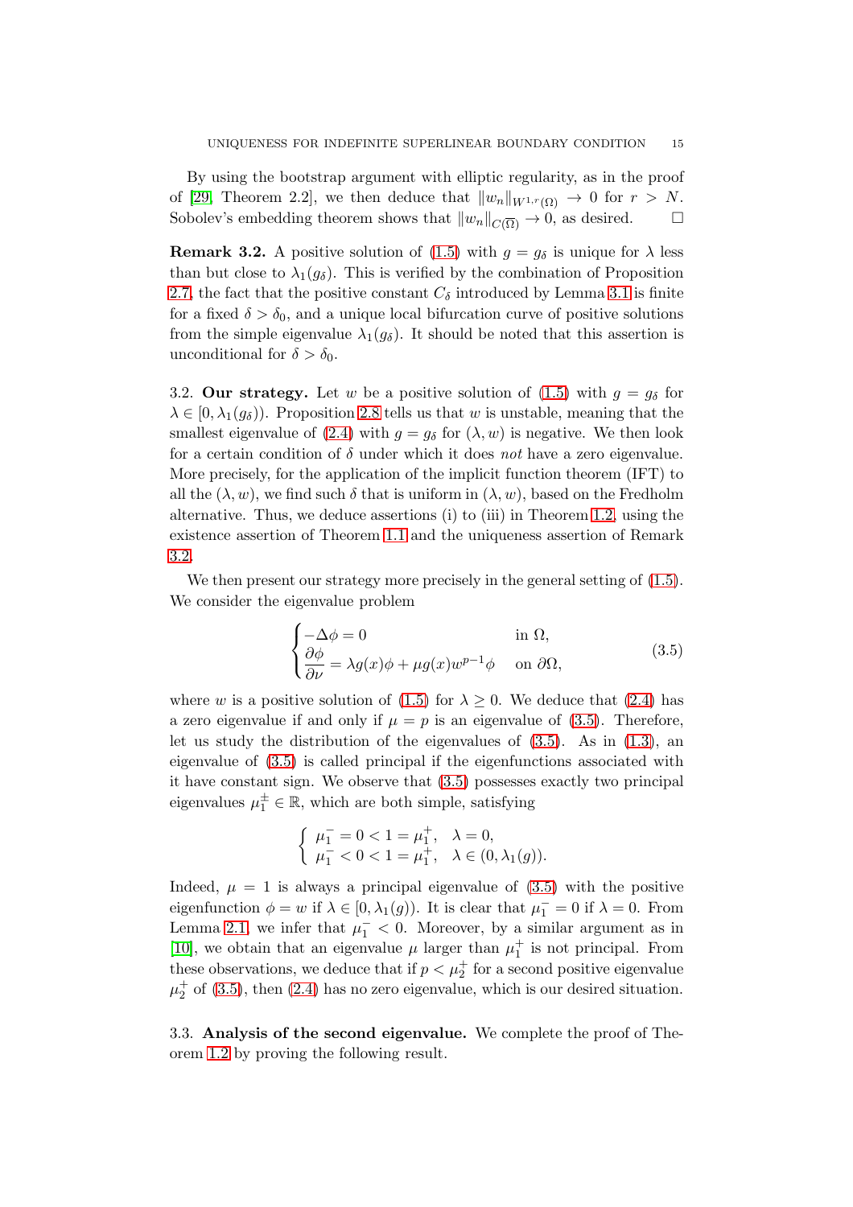By using the bootstrap argument with elliptic regularity, as in the proof of [29, Theorem 2.2], we then deduce that $\|w_n\|_{W^{1,r}(\Omega)} \to 0$ for $r > N$. Sobolev's embedding theorem shows that $\|w_n\|_{C(\overline{\Omega})} \to 0$, as desired. □

**Remark 3.2.** A positive solution of (1.5) with $g = g_\delta$ is unique for $\lambda$ less than but close to $\lambda_1(g_\delta)$. This is verified by the combination of Proposition 2.7, the fact that the positive constant $C_\delta$ introduced by Lemma 3.1 is finite for a fixed $\delta > \delta_0$, and a unique local bifurcation curve of positive solutions from the simple eigenvalue $\lambda_1(g_\delta)$. It should be noted that this assertion is unconditional for $\delta > \delta_0$.

## 3.2. Our strategy.

Let $w$ be a positive solution of (1.5) with $g = g_\delta$ for $\lambda \in [0, \lambda_1(g_\delta))$. Proposition 2.8 tells us that $w$ is unstable, meaning that the smallest eigenvalue of (2.4) with $g = g_\delta$ for $(\lambda, w)$ is negative. We then look for a certain condition of $\delta$ under which it does *not* have a zero eigenvalue. More precisely, for the application of the implicit function theorem (IFT) to all the $(\lambda, w)$, we find such $\delta$ that is uniform in $(\lambda, w)$, based on the Fredholm alternative. Thus, we deduce assertions (i) to (iii) in Theorem 1.2, using the existence assertion of Theorem 1.1 and the uniqueness assertion of Remark 3.2.

We then present our strategy more precisely in the general setting of (1.5). We consider the eigenvalue problem

$$
\begin{cases}
-\Delta \phi = 0 & \text{in } \Omega, \\
\dfrac{\partial \phi}{\partial \nu} = \lambda g(x)\phi + \mu g(x) w^{p-1}\phi & \text{on } \partial\Omega,
\end{cases}
\tag{3.5}
$$

where $w$ is a positive solution of (1.5) for $\lambda \geq 0$. We deduce that (2.4) has a zero eigenvalue if and only if $\mu = p$ is an eigenvalue of (3.5). Therefore, let us study the distribution of the eigenvalues of (3.5). As in (1.3), an eigenvalue of (3.5) is called principal if the eigenfunctions associated with it have constant sign. We observe that (3.5) possesses exactly two principal eigenvalues $\mu_1^{\pm} \in \mathbb{R}$, which are both simple, satisfying

$$
\begin{cases}
\mu_1^- = 0 < 1 = \mu_1^+, & \lambda = 0, \\
\mu_1^- < 0 < 1 = \mu_1^+, & \lambda \in (0, \lambda_1(g)).
\end{cases}
$$

Indeed, $\mu = 1$ is always a principal eigenvalue of (3.5) with the positive eigenfunction $\phi = w$ if $\lambda \in [0, \lambda_1(g))$. It is clear that $\mu_1^- = 0$ if $\lambda = 0$. From Lemma 2.1, we infer that $\mu_1^- < 0$. Moreover, by a similar argument as in [10], we obtain that an eigenvalue $\mu$ larger than $\mu_1^+$ is not principal. From these observations, we deduce that if $p < \mu_2^+$ for a second positive eigenvalue $\mu_2^+$ of (3.5), then (2.4) has no zero eigenvalue, which is our desired situation.

## 3.3. Analysis of the second eigenvalue.

We complete the proof of Theorem 1.2 by proving the following result.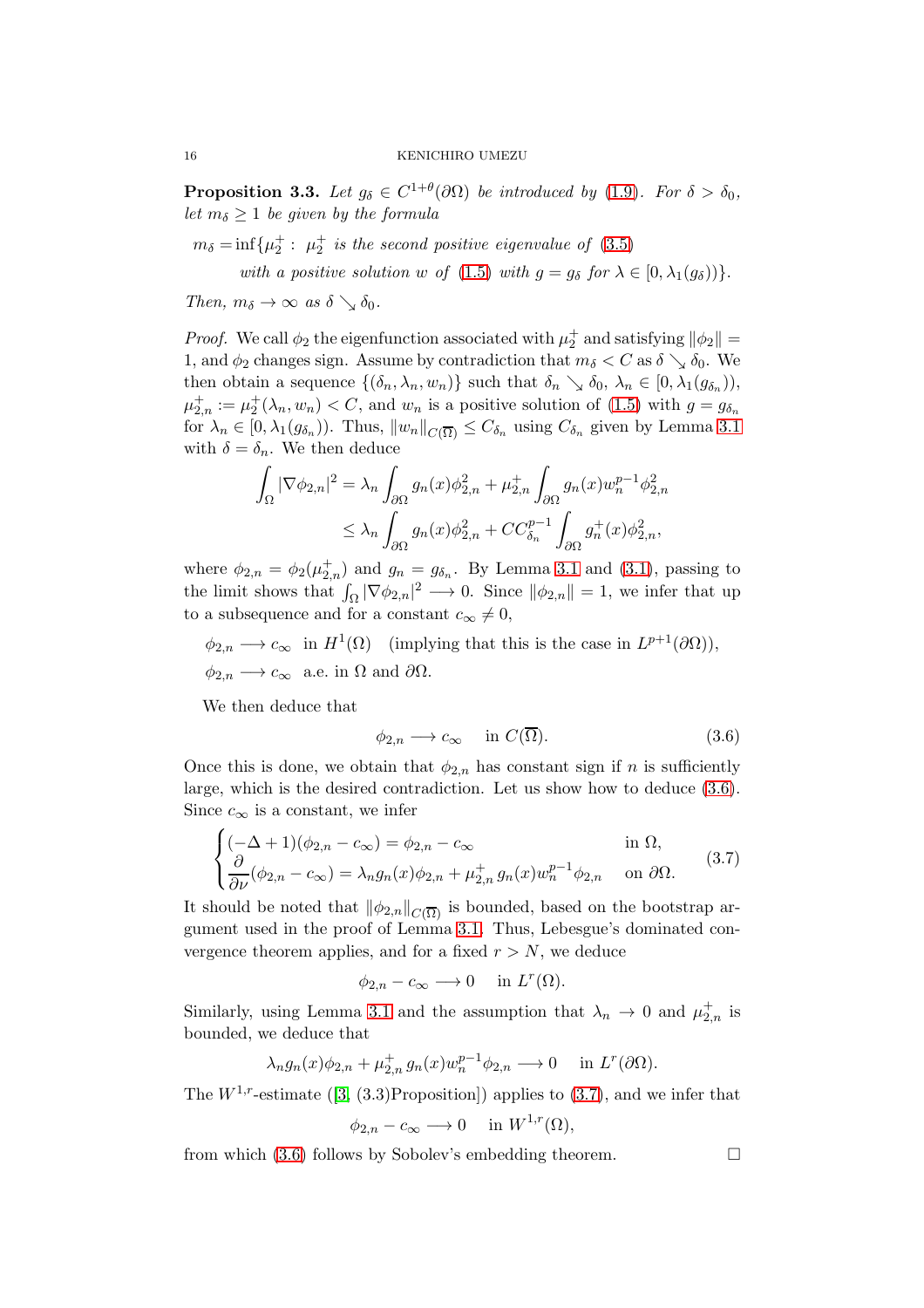**Proposition 3.3.** *Let $g_\delta \in C^{1+\theta}(\partial\Omega)$ be introduced by (1.9). For $\delta > \delta_0$, let $m_\delta \geq 1$ be given by the formula*

$$
\begin{aligned}
m_\delta = \inf\{\mu_2^+ :\ & \mu_2^+ \text{ is the second positive eigenvalue of (3.5)} \\
& \text{with a positive solution } w \text{ of (1.5) with } g = g_\delta \text{ for } \lambda \in [0, \lambda_1(g_\delta))\}.
\end{aligned}
$$

*Then, $m_\delta \to \infty$ as $\delta \searrow \delta_0$.*

*Proof.* We call $\phi_2$ the eigenfunction associated with $\mu_2^+$ and satisfying $\|\phi_2\| = 1$, and $\phi_2$ changes sign. Assume by contradiction that $m_\delta < C$ as $\delta \searrow \delta_0$. We then obtain a sequence $\{(\delta_n, \lambda_n, w_n)\}$ such that $\delta_n \searrow \delta_0$, $\lambda_n \in [0, \lambda_1(g_{\delta_n}))$, $\mu_{2,n}^+ := \mu_2^+(\lambda_n, w_n) < C$, and $w_n$ is a positive solution of (1.5) with $g = g_{\delta_n}$ for $\lambda_n \in [0, \lambda_1(g_{\delta_n}))$. Thus, $\|w_n\|_{C(\overline{\Omega})} \leq C_{\delta_n}$ using $C_{\delta_n}$ given by Lemma 3.1 with $\delta = \delta_n$. We then deduce

$$
\begin{aligned}
\int_\Omega |\nabla \phi_{2,n}|^2 &= \lambda_n \int_{\partial\Omega} g_n(x)\phi_{2,n}^2 + \mu_{2,n}^+ \int_{\partial\Omega} g_n(x) w_n^{p-1} \phi_{2,n}^2 \\
&\leq \lambda_n \int_{\partial\Omega} g_n(x)\phi_{2,n}^2 + C C_{\delta_n}^{p-1} \int_{\partial\Omega} g_n^+(x)\phi_{2,n}^2,
\end{aligned}
$$

where $\phi_{2,n} = \phi_2(\mu_{2,n}^+)$ and $g_n = g_{\delta_n}$. By Lemma 3.1 and (3.1), passing to the limit shows that $\int_\Omega |\nabla \phi_{2,n}|^2 \longrightarrow 0$. Since $\|\phi_{2,n}\| = 1$, we infer that up to a subsequence and for a constant $c_\infty \neq 0$,

$$
\begin{aligned}
&\phi_{2,n} \longrightarrow c_\infty \quad \text{in } H^1(\Omega) \quad \text{(implying that this is the case in } L^{p+1}(\partial\Omega)), \\
&\phi_{2,n} \longrightarrow c_\infty \quad \text{a.e. in } \Omega \text{ and } \partial\Omega.
\end{aligned}
$$

We then deduce that

$$
\phi_{2,n} \longrightarrow c_\infty \quad \text{in } C(\overline{\Omega}). \tag{3.6}
$$

Once this is done, we obtain that $\phi_{2,n}$ has constant sign if $n$ is sufficiently large, which is the desired contradiction. Let us show how to deduce (3.6). Since $c_\infty$ is a constant, we infer

$$
\begin{cases}
(-\Delta + 1)(\phi_{2,n} - c_\infty) = \phi_{2,n} - c_\infty & \text{in } \Omega, \\
\dfrac{\partial}{\partial \nu}(\phi_{2,n} - c_\infty) = \lambda_n g_n(x)\phi_{2,n} + \mu_{2,n}^+ g_n(x) w_n^{p-1}\phi_{2,n} & \text{on } \partial\Omega.
\end{cases} \tag{3.7}
$$

It should be noted that $\|\phi_{2,n}\|_{C(\overline{\Omega})}$ is bounded, based on the bootstrap argument used in the proof of Lemma 3.1. Thus, Lebesgue's dominated convergence theorem applies, and for a fixed $r > N$, we deduce

$$
\phi_{2,n} - c_\infty \longrightarrow 0 \quad \text{in } L^r(\Omega).
$$

Similarly, using Lemma 3.1 and the assumption that $\lambda_n \to 0$ and $\mu_{2,n}^+$ is bounded, we deduce that

$$
\lambda_n g_n(x)\phi_{2,n} + \mu_{2,n}^+ g_n(x) w_n^{p-1}\phi_{2,n} \longrightarrow 0 \quad \text{in } L^r(\partial\Omega).
$$

The $W^{1,r}$-estimate ([3, (3.3)Proposition]) applies to (3.7), and we infer that

$$
\phi_{2,n} - c_\infty \longrightarrow 0 \quad \text{in } W^{1,r}(\Omega),
$$

from which (3.6) follows by Sobolev's embedding theorem. $\square$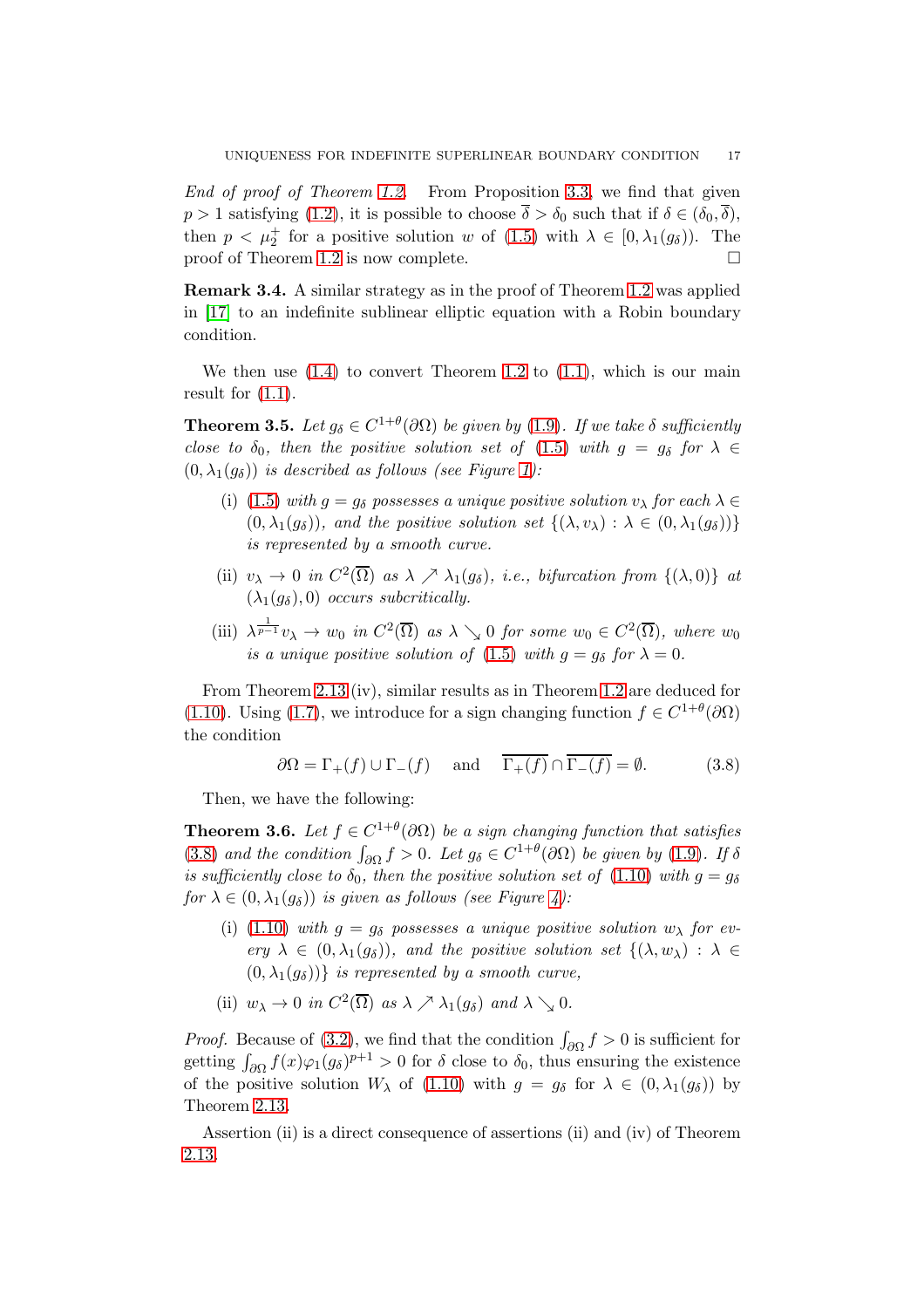*End of proof of Theorem 1.2.* From Proposition 3.3, we find that given $p > 1$ satisfying (1.2), it is possible to choose $\overline{\delta} > \delta_0$ such that if $\delta \in (\delta_0, \overline{\delta})$, then $p < \mu_2^+$ for a positive solution $w$ of (1.5) with $\lambda \in [0, \lambda_1(g_\delta))$. The proof of Theorem 1.2 is now complete. □

**Remark 3.4.** A similar strategy as in the proof of Theorem 1.2 was applied in [17] to an indefinite sublinear elliptic equation with a Robin boundary condition.

We then use (1.4) to convert Theorem 1.2 to (1.1), which is our main result for (1.1).

**Theorem 3.5.** *Let $g_\delta \in C^{1+\theta}(\partial\Omega)$ be given by (1.9). If we take $\delta$ sufficiently close to $\delta_0$, then the positive solution set of (1.5) with $g = g_\delta$ for $\lambda \in (0, \lambda_1(g_\delta))$ is described as follows (see Figure 1):*

(i) *(1.5) with $g = g_\delta$ possesses a unique positive solution $v_\lambda$ for each $\lambda \in (0, \lambda_1(g_\delta))$, and the positive solution set $\{(\lambda, v_\lambda) : \lambda \in (0, \lambda_1(g_\delta))\}$ is represented by a smooth curve.*

(ii) *$v_\lambda \to 0$ in $C^2(\overline{\Omega})$ as $\lambda \nearrow \lambda_1(g_\delta)$, i.e., bifurcation from $\{(\lambda, 0)\}$ at $(\lambda_1(g_\delta), 0)$ occurs subcritically.*

(iii) *$\lambda^{\frac{1}{p-1}} v_\lambda \to w_0$ in $C^2(\overline{\Omega})$ as $\lambda \searrow 0$ for some $w_0 \in C^2(\overline{\Omega})$, where $w_0$ is a unique positive solution of (1.5) with $g = g_\delta$ for $\lambda = 0$.*

From Theorem 2.13 (iv), similar results as in Theorem 1.2 are deduced for (1.10). Using (1.7), we introduce for a sign changing function $f \in C^{1+\theta}(\partial\Omega)$ the condition

$$\partial\Omega = \Gamma_+(f) \cup \Gamma_-(f) \quad \text{and} \quad \overline{\Gamma_+(f)} \cap \overline{\Gamma_-(f)} = \emptyset. \tag{3.8}$$

Then, we have the following:

**Theorem 3.6.** *Let $f \in C^{1+\theta}(\partial\Omega)$ be a sign changing function that satisfies (3.8) and the condition $\int_{\partial\Omega} f > 0$. Let $g_\delta \in C^{1+\theta}(\partial\Omega)$ be given by (1.9). If $\delta$ is sufficiently close to $\delta_0$, then the positive solution set of (1.10) with $g = g_\delta$ for $\lambda \in (0, \lambda_1(g_\delta))$ is given as follows (see Figure 4):*

(i) *(1.10) with $g = g_\delta$ possesses a unique positive solution $w_\lambda$ for every $\lambda \in (0, \lambda_1(g_\delta))$, and the positive solution set $\{(\lambda, w_\lambda) : \lambda \in (0, \lambda_1(g_\delta))\}$ is represented by a smooth curve,*

(ii) *$w_\lambda \to 0$ in $C^2(\overline{\Omega})$ as $\lambda \nearrow \lambda_1(g_\delta)$ and $\lambda \searrow 0$.*

*Proof.* Because of (3.2), we find that the condition $\int_{\partial\Omega} f > 0$ is sufficient for getting $\int_{\partial\Omega} f(x)\varphi_1(g_\delta)^{p+1} > 0$ for $\delta$ close to $\delta_0$, thus ensuring the existence of the positive solution $W_\lambda$ of (1.10) with $g = g_\delta$ for $\lambda \in (0, \lambda_1(g_\delta))$ by Theorem 2.13.

Assertion (ii) is a direct consequence of assertions (ii) and (iv) of Theorem 2.13.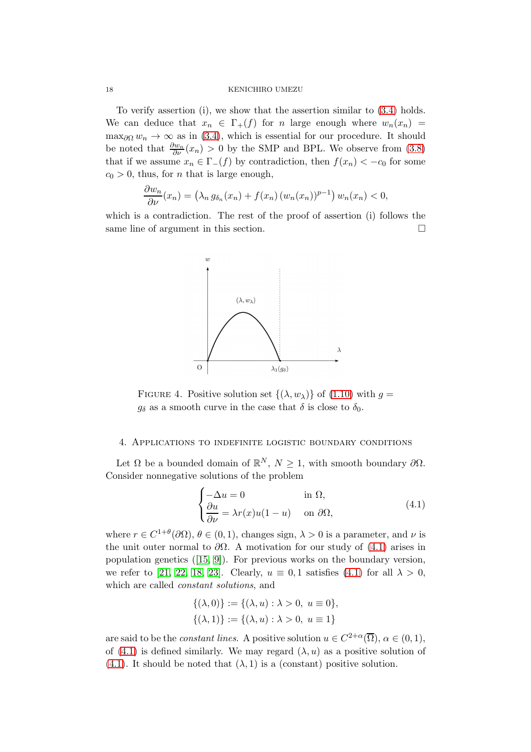To verify assertion (i), we show that the assertion similar to (3.4) holds. We can deduce that $x_n \in \Gamma_+(f)$ for $n$ large enough where $w_n(x_n) = \max_{\partial\Omega} w_n \to \infty$ as in (3.4), which is essential for our procedure. It should be noted that $\frac{\partial w_n}{\partial \nu}(x_n) > 0$ by the SMP and BPL. We observe from (3.8) that if we assume $x_n \in \Gamma_-(f)$ by contradiction, then $f(x_n) < -c_0$ for some $c_0 > 0$, thus, for $n$ that is large enough,

$$\frac{\partial w_n}{\partial \nu}(x_n) = \left(\lambda_n \, g_{\delta_n}(x_n) + f(x_n)\,(w_n(x_n))^{p-1}\right) w_n(x_n) < 0,$$

which is a contradiction. The rest of the proof of assertion (i) follows the same line of argument in this section. $\square$

FIGURE 4. Positive solution set $\{(\lambda, w_\lambda)\}$ of (1.10) with $g = g_\delta$ as a smooth curve in the case that $\delta$ is close to $\delta_0$.

## 4. Applications to indefinite logistic boundary conditions

Let $\Omega$ be a bounded domain of $\mathbb{R}^N$, $N \geq 1$, with smooth boundary $\partial\Omega$. Consider nonnegative solutions of the problem

$$\begin{cases} -\Delta u = 0 & \text{in } \Omega, \\ \dfrac{\partial u}{\partial \nu} = \lambda r(x) u(1-u) & \text{on } \partial\Omega, \end{cases} \tag{4.1}$$

where $r \in C^{1+\theta}(\partial\Omega)$, $\theta \in (0,1)$, changes sign, $\lambda > 0$ is a parameter, and $\nu$ is the unit outer normal to $\partial\Omega$. A motivation for our study of (4.1) arises in population genetics ([15, 9]). For previous works on the boundary version, we refer to [21, 22, 18, 23]. Clearly, $u \equiv 0, 1$ satisfies (4.1) for all $\lambda > 0$, which are called *constant solutions*, and

$$\{(\lambda, 0)\} := \{(\lambda, u) : \lambda > 0, \ u \equiv 0\},$$
$$\{(\lambda, 1)\} := \{(\lambda, u) : \lambda > 0, \ u \equiv 1\}$$

are said to be the *constant lines*. A positive solution $u \in C^{2+\alpha}(\overline{\Omega})$, $\alpha \in (0,1)$, of (4.1) is defined similarly. We may regard $(\lambda, u)$ as a positive solution of (4.1). It should be noted that $(\lambda, 1)$ is a (constant) positive solution.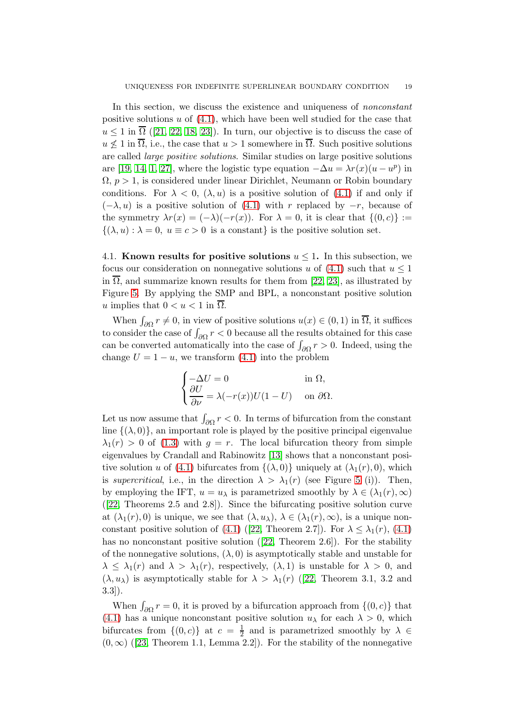In this section, we discuss the existence and uniqueness of *nonconstant* positive solutions $u$ of (4.1), which have been well studied for the case that $u \le 1$ in $\overline{\Omega}$ ([21, 22, 18, 23]). In turn, our objective is to discuss the case of $u \not\le 1$ in $\overline{\Omega}$, i.e., the case that $u > 1$ somewhere in $\overline{\Omega}$. Such positive solutions are called *large positive solutions*. Similar studies on large positive solutions are [19, 14, 1, 27], where the logistic type equation $-\Delta u = \lambda r(x)(u - u^p)$ in $\Omega$, $p > 1$, is considered under linear Dirichlet, Neumann or Robin boundary conditions. For $\lambda < 0$, $(\lambda, u)$ is a positive solution of (4.1) if and only if $(-\lambda, u)$ is a positive solution of (4.1) with $r$ replaced by $-r$, because of the symmetry $\lambda r(x) = (-\lambda)(-r(x))$. For $\lambda = 0$, it is clear that $\{(0, c)\} := \{(\lambda, u) : \lambda = 0,\ u \equiv c > 0 \text{ is a constant}\}$ is the positive solution set.

### 4.1. Known results for positive solutions $u \le 1$.

In this subsection, we focus our consideration on nonnegative solutions $u$ of (4.1) such that $u \le 1$ in $\overline{\Omega}$, and summarize known results for them from [22, 23], as illustrated by Figure 5. By applying the SMP and BPL, a nonconstant positive solution $u$ implies that $0 < u < 1$ in $\overline{\Omega}$.

When $\int_{\partial\Omega} r \neq 0$, in view of positive solutions $u(x) \in (0, 1)$ in $\overline{\Omega}$, it suffices to consider the case of $\int_{\partial\Omega} r < 0$ because all the results obtained for this case can be converted automatically into the case of $\int_{\partial\Omega} r > 0$. Indeed, using the change $U = 1 - u$, we transform (4.1) into the problem

$$\begin{cases} -\Delta U = 0 & \text{in } \Omega, \\ \dfrac{\partial U}{\partial \nu} = \lambda(-r(x))U(1 - U) & \text{on } \partial\Omega. \end{cases}$$

Let us now assume that $\int_{\partial\Omega} r < 0$. In terms of bifurcation from the constant line $\{(\lambda, 0)\}$, an important role is played by the positive principal eigenvalue $\lambda_1(r) > 0$ of (1.3) with $g = r$. The local bifurcation theory from simple eigenvalues by Crandall and Rabinowitz [13] shows that a nonconstant positive solution $u$ of (4.1) bifurcates from $\{(\lambda, 0)\}$ uniquely at $(\lambda_1(r), 0)$, which is *supercritical*, i.e., in the direction $\lambda > \lambda_1(r)$ (see Figure 5 (i)). Then, by employing the IFT, $u = u_\lambda$ is parametrized smoothly by $\lambda \in (\lambda_1(r), \infty)$ ([22, Theorems 2.5 and 2.8]). Since the bifurcating positive solution curve at $(\lambda_1(r), 0)$ is unique, we see that $(\lambda, u_\lambda)$, $\lambda \in (\lambda_1(r), \infty)$, is a unique nonconstant positive solution of (4.1) ([22, Theorem 2.7]). For $\lambda \le \lambda_1(r)$, (4.1) has no nonconstant positive solution ([22, Theorem 2.6]). For the stability of the nonnegative solutions, $(\lambda, 0)$ is asymptotically stable and unstable for $\lambda \le \lambda_1(r)$ and $\lambda > \lambda_1(r)$, respectively, $(\lambda, 1)$ is unstable for $\lambda > 0$, and $(\lambda, u_\lambda)$ is asymptotically stable for $\lambda > \lambda_1(r)$ ([22, Theorem 3.1, 3.2 and 3.3]).

When $\int_{\partial\Omega} r = 0$, it is proved by a bifurcation approach from $\{(0, c)\}$ that (4.1) has a unique nonconstant positive solution $u_\lambda$ for each $\lambda > 0$, which bifurcates from $\{(0, c)\}$ at $c = \frac{1}{2}$ and is parametrized smoothly by $\lambda \in (0, \infty)$ ([23, Theorem 1.1, Lemma 2.2]). For the stability of the nonnegative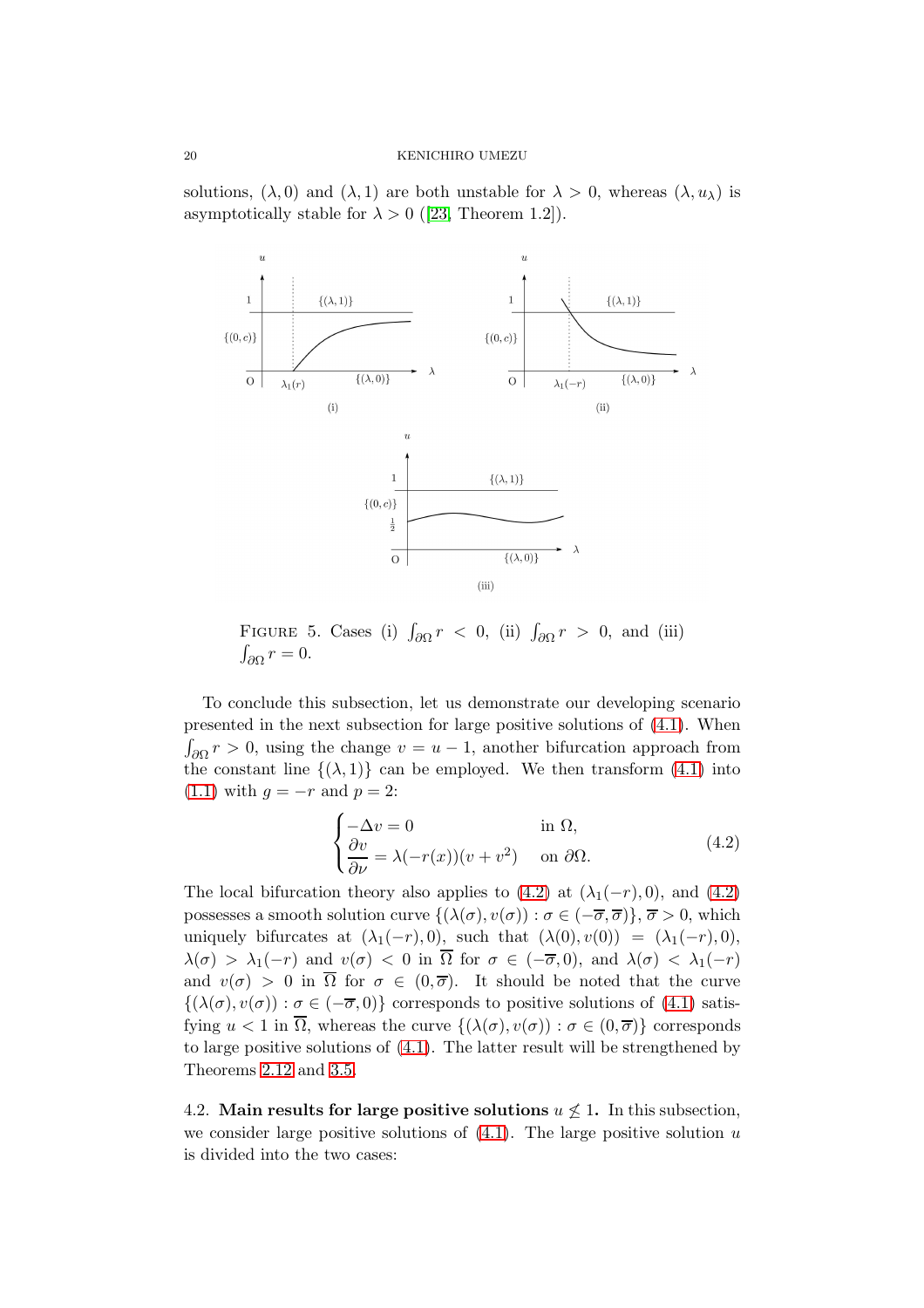solutions, $(\lambda, 0)$ and $(\lambda, 1)$ are both unstable for $\lambda > 0$, whereas $(\lambda, u_\lambda)$ is asymptotically stable for $\lambda > 0$ ([23, Theorem 1.2]).

FIGURE 5. Cases (i) $\int_{\partial\Omega} r < 0$, (ii) $\int_{\partial\Omega} r > 0$, and (iii) $\int_{\partial\Omega} r = 0$.

To conclude this subsection, let us demonstrate our developing scenario presented in the next subsection for large positive solutions of (4.1). When $\int_{\partial\Omega} r > 0$, using the change $v = u - 1$, another bifurcation approach from the constant line $\{(\lambda, 1)\}$ can be employed. We then transform (4.1) into (1.1) with $g = -r$ and $p = 2$:

$$
\begin{cases}
-\Delta v = 0 & \text{in } \Omega, \\
\dfrac{\partial v}{\partial \nu} = \lambda(-r(x))(v + v^2) & \text{on } \partial\Omega.
\end{cases}
\tag{4.2}
$$

The local bifurcation theory also applies to (4.2) at $(\lambda_1(-r), 0)$, and (4.2) possesses a smooth solution curve $\{(\lambda(\sigma), v(\sigma)) : \sigma \in (-\overline{\sigma}, \overline{\sigma})\}$, $\overline{\sigma} > 0$, which uniquely bifurcates at $(\lambda_1(-r), 0)$, such that $(\lambda(0), v(0)) = (\lambda_1(-r), 0)$, $\lambda(\sigma) > \lambda_1(-r)$ and $v(\sigma) < 0$ in $\overline{\Omega}$ for $\sigma \in (-\overline{\sigma}, 0)$, and $\lambda(\sigma) < \lambda_1(-r)$ and $v(\sigma) > 0$ in $\overline{\Omega}$ for $\sigma \in (0, \overline{\sigma})$. It should be noted that the curve $\{(\lambda(\sigma), v(\sigma)) : \sigma \in (-\overline{\sigma}, 0)\}$ corresponds to positive solutions of (4.1) satisfying $u < 1$ in $\overline{\Omega}$, whereas the curve $\{(\lambda(\sigma), v(\sigma)) : \sigma \in (0, \overline{\sigma})\}$ corresponds to large positive solutions of (4.1). The latter result will be strengthened by Theorems 2.12 and 3.5.

**4.2. Main results for large positive solutions $u \not\lesssim 1$.** In this subsection, we consider large positive solutions of (4.1). The large positive solution $u$ is divided into the two cases: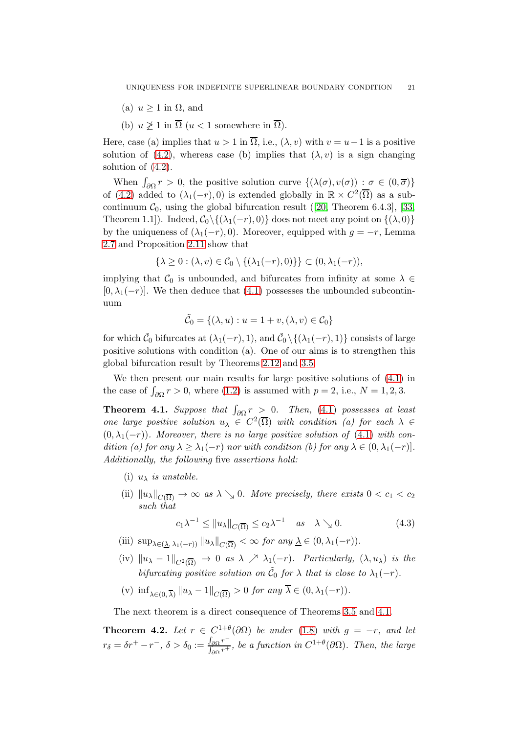(a) $u \geq 1$ in $\overline{\Omega}$, and

(b) $u \not\geq 1$ in $\overline{\Omega}$ ($u < 1$ somewhere in $\overline{\Omega}$).

Here, case (a) implies that $u > 1$ in $\overline{\Omega}$, i.e., $(\lambda, v)$ with $v = u - 1$ is a positive solution of (4.2), whereas case (b) implies that $(\lambda, v)$ is a sign changing solution of (4.2).

When $\int_{\partial\Omega} r > 0$, the positive solution curve $\{(\lambda(\sigma), v(\sigma)) : \sigma \in (0, \overline{\sigma})\}$ of (4.2) added to $(\lambda_1(-r), 0)$ is extended globally in $\mathbb{R} \times C^2(\overline{\Omega})$ as a subcontinuum $\mathcal{C}_0$, using the global bifurcation result ([20, Theorem 6.4.3], [33, Theorem 1.1]). Indeed, $\mathcal{C}_0 \setminus \{(\lambda_1(-r), 0)\}$ does not meet any point on $\{(\lambda, 0)\}$ by the uniqueness of $(\lambda_1(-r), 0)$. Moreover, equipped with $g = -r$, Lemma 2.7 and Proposition 2.11 show that

$$\{\lambda \geq 0 : (\lambda, v) \in \mathcal{C}_0 \setminus \{(\lambda_1(-r), 0)\}\} \subset (0, \lambda_1(-r)),$$

implying that $\mathcal{C}_0$ is unbounded, and bifurcates from infinity at some $\lambda \in [0, \lambda_1(-r)]$. We then deduce that (4.1) possesses the unbounded subcontinuum

$$\tilde{\mathcal{C}}_0 = \{(\lambda, u) : u = 1 + v, (\lambda, v) \in \mathcal{C}_0\}$$

for which $\tilde{\mathcal{C}}_0$ bifurcates at $(\lambda_1(-r), 1)$, and $\tilde{\mathcal{C}}_0 \setminus \{(\lambda_1(-r), 1)\}$ consists of large positive solutions with condition (a). One of our aims is to strengthen this global bifurcation result by Theorems 2.12 and 3.5.

We then present our main results for large positive solutions of (4.1) in the case of $\int_{\partial\Omega} r > 0$, where (1.2) is assumed with $p = 2$, i.e., $N = 1, 2, 3$.

**Theorem 4.1.** *Suppose that $\int_{\partial\Omega} r > 0$. Then, (4.1) possesses at least one large positive solution $u_\lambda \in C^2(\overline{\Omega})$ with condition (a) for each $\lambda \in (0, \lambda_1(-r))$. Moreover, there is no large positive solution of (4.1) with condition (a) for any $\lambda \geq \lambda_1(-r)$ nor with condition (b) for any $\lambda \in (0, \lambda_1(-r)]$. Additionally, the following* five *assertions hold:*

(i) *$u_\lambda$ is unstable.*

(ii) *$\|u_\lambda\|_{C(\overline{\Omega})} \to \infty$ as $\lambda \searrow 0$. More precisely, there exists $0 < c_1 < c_2$ such that*

$$c_1 \lambda^{-1} \leq \|u_\lambda\|_{C(\overline{\Omega})} \leq c_2 \lambda^{-1} \quad \text{as} \quad \lambda \searrow 0. \tag{4.3}$$

(iii) *$\sup_{\lambda \in (\underline{\lambda}, \lambda_1(-r))} \|u_\lambda\|_{C(\overline{\Omega})} < \infty$ for any $\underline{\lambda} \in (0, \lambda_1(-r))$.*

(iv) *$\|u_\lambda - 1\|_{C^2(\overline{\Omega})} \to 0$ as $\lambda \nearrow \lambda_1(-r)$. Particularly, $(\lambda, u_\lambda)$ is the bifurcating positive solution on $\tilde{\mathcal{C}}_0$ for $\lambda$ that is close to $\lambda_1(-r)$.*

(v) *$\inf_{\lambda \in (0, \overline{\lambda})} \|u_\lambda - 1\|_{C(\overline{\Omega})} > 0$ for any $\overline{\lambda} \in (0, \lambda_1(-r))$.*

The next theorem is a direct consequence of Theorems 3.5 and 4.1.

**Theorem 4.2.** *Let $r \in C^{1+\theta}(\partial\Omega)$ be under (1.8) with $g = -r$, and let $r_\delta = \delta r^+ - r^-$, $\delta > \delta_0 := \frac{\int_{\partial\Omega} r^-}{\int_{\partial\Omega} r^+}$, be a function in $C^{1+\theta}(\partial\Omega)$. Then, the large*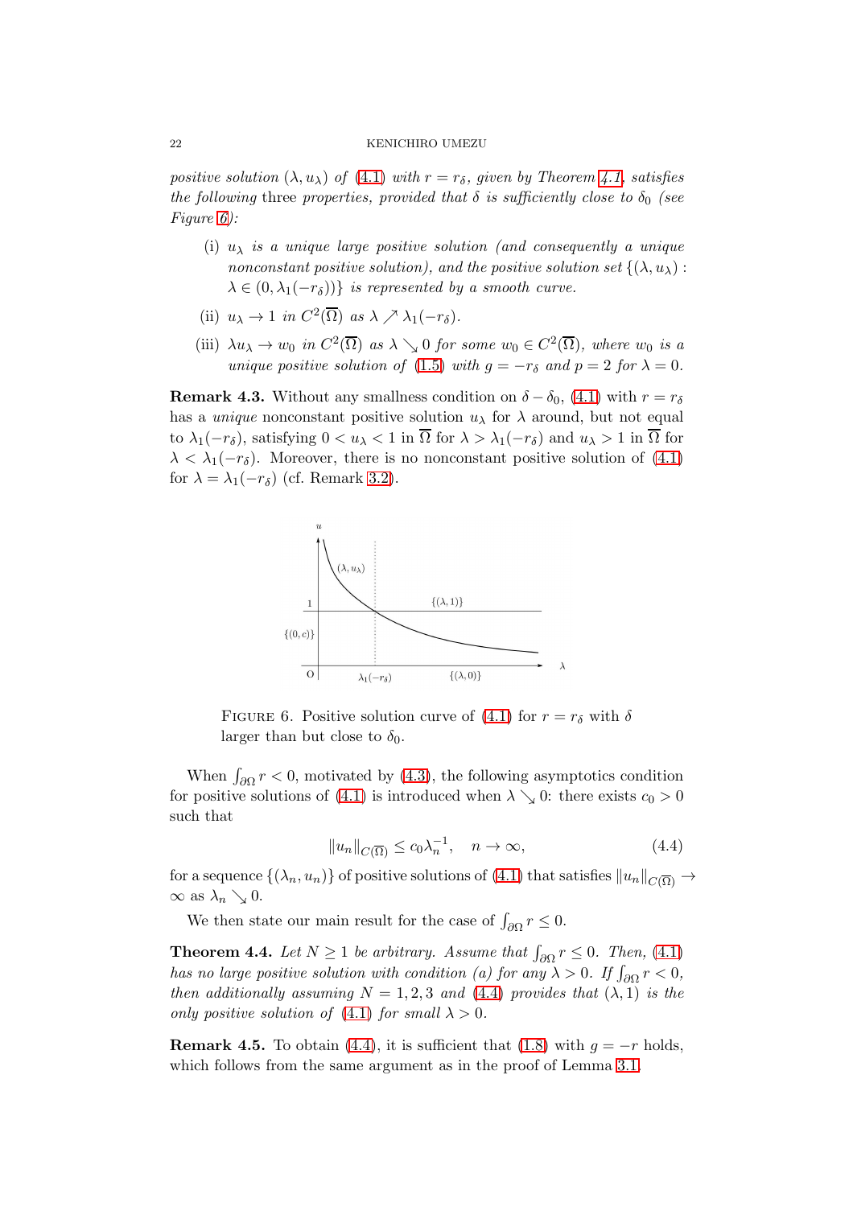*positive solution $(\lambda, u_\lambda)$ of (4.1) with $r = r_\delta$, given by Theorem 4.1, satisfies the following* three *properties, provided that $\delta$ is sufficiently close to $\delta_0$ (see Figure 6):*

(i) *$u_\lambda$ is a unique large positive solution (and consequently a unique nonconstant positive solution), and the positive solution set $\{(\lambda, u_\lambda) : \lambda \in (0, \lambda_1(-r_\delta))\}$ is represented by a smooth curve.*

(ii) *$u_\lambda \to 1$ in $C^2(\overline{\Omega})$ as $\lambda \nearrow \lambda_1(-r_\delta)$.*

(iii) *$\lambda u_\lambda \to w_0$ in $C^2(\overline{\Omega})$ as $\lambda \searrow 0$ for some $w_0 \in C^2(\overline{\Omega})$, where $w_0$ is a unique positive solution of (1.5) with $g = -r_\delta$ and $p = 2$ for $\lambda = 0$.*

**Remark 4.3.** Without any smallness condition on $\delta - \delta_0$, (4.1) with $r = r_\delta$ has a *unique* nonconstant positive solution $u_\lambda$ for $\lambda$ around, but not equal to $\lambda_1(-r_\delta)$, satisfying $0 < u_\lambda < 1$ in $\overline{\Omega}$ for $\lambda > \lambda_1(-r_\delta)$ and $u_\lambda > 1$ in $\overline{\Omega}$ for $\lambda < \lambda_1(-r_\delta)$. Moreover, there is no nonconstant positive solution of (4.1) for $\lambda = \lambda_1(-r_\delta)$ (cf. Remark 3.2).

FIGURE 6. Positive solution curve of (4.1) for $r = r_\delta$ with $\delta$ larger than but close to $\delta_0$.

When $\int_{\partial\Omega} r < 0$, motivated by (4.3), the following asymptotics condition for positive solutions of (4.1) is introduced when $\lambda \searrow 0$: there exists $c_0 > 0$ such that

$$\|u_n\|_{C(\overline{\Omega})} \leq c_0 \lambda_n^{-1}, \quad n \to \infty, \tag{4.4}$$

for a sequence $\{(\lambda_n, u_n)\}$ of positive solutions of (4.1) that satisfies $\|u_n\|_{C(\overline{\Omega})} \to \infty$ as $\lambda_n \searrow 0$.

We then state our main result for the case of $\int_{\partial\Omega} r \leq 0$.

**Theorem 4.4.** *Let $N \geq 1$ be arbitrary. Assume that $\int_{\partial\Omega} r \leq 0$. Then, (4.1) has no large positive solution with condition (a) for any $\lambda > 0$. If $\int_{\partial\Omega} r < 0$, then additionally assuming $N = 1, 2, 3$ and (4.4) provides that $(\lambda, 1)$ is the only positive solution of (4.1) for small $\lambda > 0$.*

**Remark 4.5.** To obtain (4.4), it is sufficient that (1.8) with $g = -r$ holds, which follows from the same argument as in the proof of Lemma 3.1.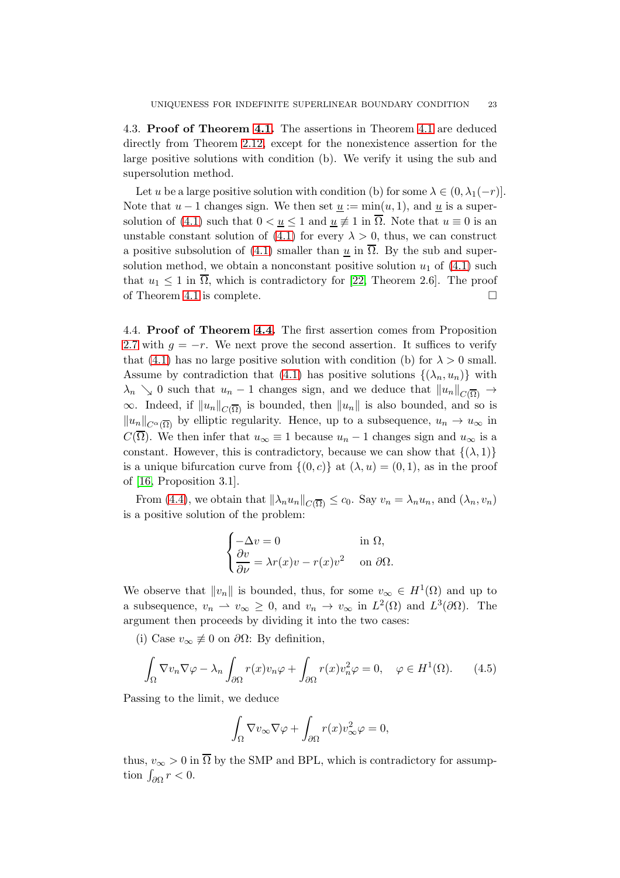4.3. **Proof of Theorem 4.1.** The assertions in Theorem 4.1 are deduced directly from Theorem 2.12, except for the nonexistence assertion for the large positive solutions with condition (b). We verify it using the sub and supersolution method.

Let $u$ be a large positive solution with condition (b) for some $\lambda \in (0, \lambda_1(-r)]$. Note that $u - 1$ changes sign. We then set $\underline{u} := \min(u, 1)$, and $\underline{u}$ is a supersolution of (4.1) such that $0 < \underline{u} \leq 1$ and $\underline{u} \not\equiv 1$ in $\overline{\Omega}$. Note that $u \equiv 0$ is an unstable constant solution of (4.1) for every $\lambda > 0$, thus, we can construct a positive subsolution of (4.1) smaller than $\underline{u}$ in $\overline{\Omega}$. By the sub and supersolution method, we obtain a nonconstant positive solution $u_1$ of (4.1) such that $u_1 \leq 1$ in $\overline{\Omega}$, which is contradictory for [22, Theorem 2.6]. The proof of Theorem 4.1 is complete. $\square$

4.4. **Proof of Theorem 4.4.** The first assertion comes from Proposition 2.7 with $g = -r$. We next prove the second assertion. It suffices to verify that (4.1) has no large positive solution with condition (b) for $\lambda > 0$ small. Assume by contradiction that (4.1) has positive solutions $\{(\lambda_n, u_n)\}$ with $\lambda_n \searrow 0$ such that $u_n - 1$ changes sign, and we deduce that $\|u_n\|_{C(\overline{\Omega})} \to \infty$. Indeed, if $\|u_n\|_{C(\overline{\Omega})}$ is bounded, then $\|u_n\|$ is also bounded, and so is $\|u_n\|_{C^\alpha(\overline{\Omega})}$ by elliptic regularity. Hence, up to a subsequence, $u_n \to u_\infty$ in $C(\overline{\Omega})$. We then infer that $u_\infty \equiv 1$ because $u_n - 1$ changes sign and $u_\infty$ is a constant. However, this is contradictory, because we can show that $\{(\lambda, 1)\}$ is a unique bifurcation curve from $\{(0, c)\}$ at $(\lambda, u) = (0, 1)$, as in the proof of [16, Proposition 3.1].

From (4.4), we obtain that $\|\lambda_n u_n\|_{C(\overline{\Omega})} \leq c_0$. Say $v_n = \lambda_n u_n$, and $(\lambda_n, v_n)$ is a positive solution of the problem:

$$
\begin{cases}
-\Delta v = 0 & \text{in } \Omega, \\
\dfrac{\partial v}{\partial \nu} = \lambda r(x) v - r(x) v^2 & \text{on } \partial\Omega.
\end{cases}
$$

We observe that $\|v_n\|$ is bounded, thus, for some $v_\infty \in H^1(\Omega)$ and up to a subsequence, $v_n \rightharpoonup v_\infty \geq 0$, and $v_n \to v_\infty$ in $L^2(\Omega)$ and $L^3(\partial\Omega)$. The argument then proceeds by dividing it into the two cases:

(i) Case $v_\infty \not\equiv 0$ on $\partial\Omega$: By definition,

$$
\int_\Omega \nabla v_n \nabla \varphi - \lambda_n \int_{\partial\Omega} r(x) v_n \varphi + \int_{\partial\Omega} r(x) v_n^2 \varphi = 0, \quad \varphi \in H^1(\Omega). \tag{4.5}
$$

Passing to the limit, we deduce

$$
\int_\Omega \nabla v_\infty \nabla \varphi + \int_{\partial\Omega} r(x) v_\infty^2 \varphi = 0,
$$

thus, $v_\infty > 0$ in $\overline{\Omega}$ by the SMP and BPL, which is contradictory for assumption $\int_{\partial\Omega} r < 0$.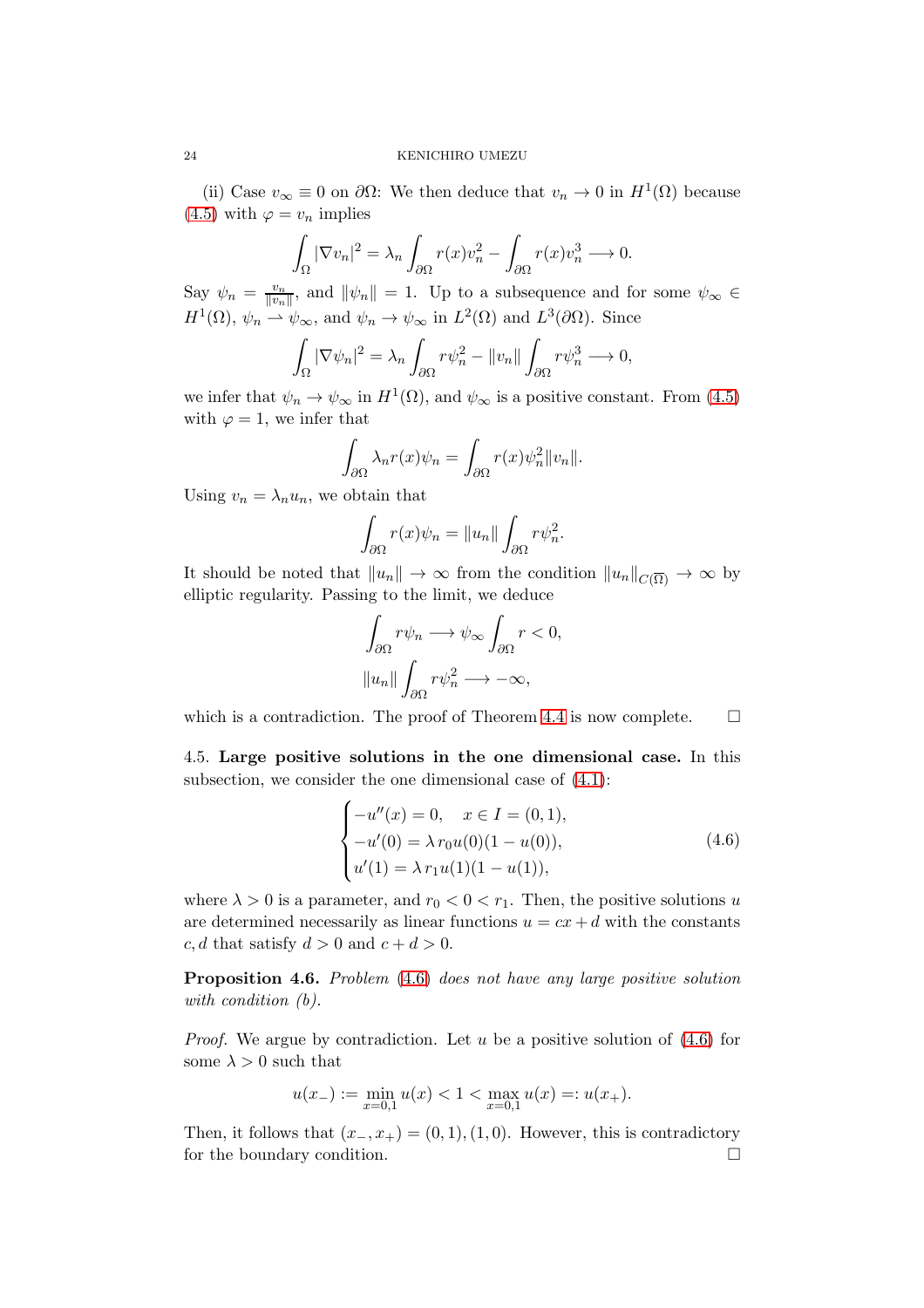(ii) Case $v_\infty \equiv 0$ on $\partial\Omega$: We then deduce that $v_n \to 0$ in $H^1(\Omega)$ because (4.5) with $\varphi = v_n$ implies

$$\int_\Omega |\nabla v_n|^2 = \lambda_n \int_{\partial\Omega} r(x) v_n^2 - \int_{\partial\Omega} r(x) v_n^3 \longrightarrow 0.$$

Say $\psi_n = \frac{v_n}{\|v_n\|}$, and $\|\psi_n\| = 1$. Up to a subsequence and for some $\psi_\infty \in H^1(\Omega)$, $\psi_n \rightharpoonup \psi_\infty$, and $\psi_n \to \psi_\infty$ in $L^2(\Omega)$ and $L^3(\partial\Omega)$. Since

$$\int_\Omega |\nabla \psi_n|^2 = \lambda_n \int_{\partial\Omega} r\psi_n^2 - \|v_n\| \int_{\partial\Omega} r\psi_n^3 \longrightarrow 0,$$

we infer that $\psi_n \to \psi_\infty$ in $H^1(\Omega)$, and $\psi_\infty$ is a positive constant. From (4.5) with $\varphi = 1$, we infer that

$$\int_{\partial\Omega} \lambda_n r(x)\psi_n = \int_{\partial\Omega} r(x)\psi_n^2 \|v_n\|.$$

Using $v_n = \lambda_n u_n$, we obtain that

$$\int_{\partial\Omega} r(x)\psi_n = \|u_n\| \int_{\partial\Omega} r\psi_n^2.$$

It should be noted that $\|u_n\| \to \infty$ from the condition $\|u_n\|_{C(\overline{\Omega})} \to \infty$ by elliptic regularity. Passing to the limit, we deduce

$$\int_{\partial\Omega} r\psi_n \longrightarrow \psi_\infty \int_{\partial\Omega} r < 0,$$
$$\|u_n\| \int_{\partial\Omega} r\psi_n^2 \longrightarrow -\infty,$$

which is a contradiction. The proof of Theorem 4.4 is now complete. $\square$

4.5. **Large positive solutions in the one dimensional case.** In this subsection, we consider the one dimensional case of (4.1):

$$\begin{cases} -u''(x) = 0, \quad x \in I = (0,1), \\ -u'(0) = \lambda\, r_0 u(0)(1-u(0)), \\ u'(1) = \lambda\, r_1 u(1)(1-u(1)), \end{cases} \tag{4.6}$$

where $\lambda > 0$ is a parameter, and $r_0 < 0 < r_1$. Then, the positive solutions $u$ are determined necessarily as linear functions $u = cx + d$ with the constants $c, d$ that satisfy $d > 0$ and $c + d > 0$.

**Proposition 4.6.** *Problem (4.6) does not have any large positive solution with condition (b).*

*Proof.* We argue by contradiction. Let $u$ be a positive solution of (4.6) for some $\lambda > 0$ such that

$$u(x_-) := \min_{x=0,1} u(x) < 1 < \max_{x=0,1} u(x) =: u(x_+).$$

Then, it follows that $(x_-, x_+) = (0,1), (1,0)$. However, this is contradictory for the boundary condition. $\square$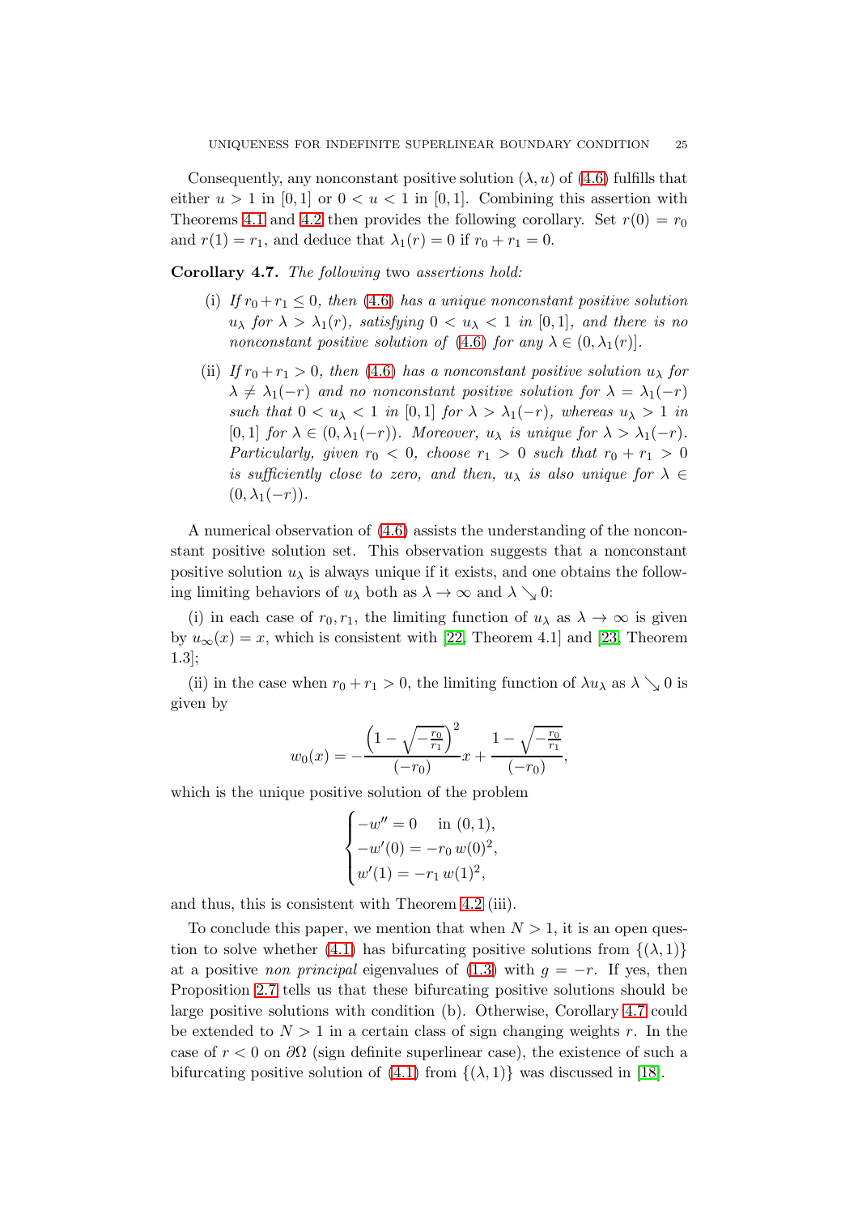Consequently, any nonconstant positive solution $(\lambda, u)$ of (4.6) fulfills that either $u > 1$ in $[0, 1]$ or $0 < u < 1$ in $[0, 1]$. Combining this assertion with Theorems 4.1 and 4.2 then provides the following corollary. Set $r(0) = r_0$ and $r(1) = r_1$, and deduce that $\lambda_1(r) = 0$ if $r_0 + r_1 = 0$.

**Corollary 4.7.** *The following* two *assertions hold:*

(i) *If $r_0 + r_1 \le 0$, then (4.6) has a unique nonconstant positive solution $u_\lambda$ for $\lambda > \lambda_1(r)$, satisfying $0 < u_\lambda < 1$ in $[0, 1]$, and there is no nonconstant positive solution of (4.6) for any $\lambda \in (0, \lambda_1(r)]$.*

(ii) *If $r_0 + r_1 > 0$, then (4.6) has a nonconstant positive solution $u_\lambda$ for $\lambda \neq \lambda_1(-r)$ and no nonconstant positive solution for $\lambda = \lambda_1(-r)$ such that $0 < u_\lambda < 1$ in $[0, 1]$ for $\lambda > \lambda_1(-r)$, whereas $u_\lambda > 1$ in $[0, 1]$ for $\lambda \in (0, \lambda_1(-r))$. Moreover, $u_\lambda$ is unique for $\lambda > \lambda_1(-r)$. Particularly, given $r_0 < 0$, choose $r_1 > 0$ such that $r_0 + r_1 > 0$ is sufficiently close to zero, and then, $u_\lambda$ is also unique for $\lambda \in (0, \lambda_1(-r))$.*

A numerical observation of (4.6) assists the understanding of the nonconstant positive solution set. This observation suggests that a nonconstant positive solution $u_\lambda$ is always unique if it exists, and one obtains the following limiting behaviors of $u_\lambda$ both as $\lambda \to \infty$ and $\lambda \searrow 0$:

(i) in each case of $r_0, r_1$, the limiting function of $u_\lambda$ as $\lambda \to \infty$ is given by $u_\infty(x) = x$, which is consistent with [22, Theorem 4.1] and [23, Theorem 1.3];

(ii) in the case when $r_0 + r_1 > 0$, the limiting function of $\lambda u_\lambda$ as $\lambda \searrow 0$ is given by

$$w_0(x) = -\frac{\left(1 - \sqrt{-\frac{r_0}{r_1}}\right)^2}{(-r_0)} x + \frac{1 - \sqrt{-\frac{r_0}{r_1}}}{(-r_0)},$$

which is the unique positive solution of the problem

$$\begin{cases} -w'' = 0 & \text{in } (0, 1), \\ -w'(0) = -r_0\, w(0)^2, \\ w'(1) = -r_1\, w(1)^2, \end{cases}$$

and thus, this is consistent with Theorem 4.2 (iii).

To conclude this paper, we mention that when $N > 1$, it is an open question to solve whether (4.1) has bifurcating positive solutions from $\{(\lambda, 1)\}$ at a positive *non principal* eigenvalues of (1.3) with $g = -r$. If yes, then Proposition 2.7 tells us that these bifurcating positive solutions should be large positive solutions with condition (b). Otherwise, Corollary 4.7 could be extended to $N > 1$ in a certain class of sign changing weights $r$. In the case of $r < 0$ on $\partial\Omega$ (sign definite superlinear case), the existence of such a bifurcating positive solution of (4.1) from $\{(\lambda, 1)\}$ was discussed in [18].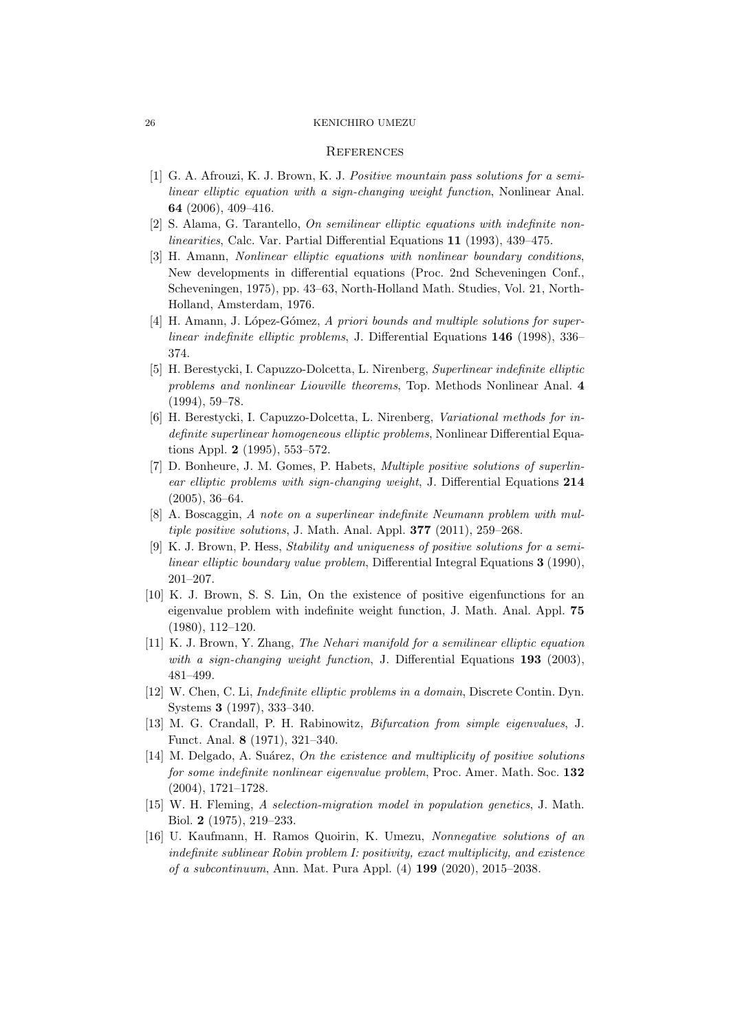## References

[1] G. A. Afrouzi, K. J. Brown, K. J. *Positive mountain pass solutions for a semilinear elliptic equation with a sign-changing weight function*, Nonlinear Anal. **64** (2006), 409–416.

[2] S. Alama, G. Tarantello, *On semilinear elliptic equations with indefinite nonlinearities*, Calc. Var. Partial Differential Equations **11** (1993), 439–475.

[3] H. Amann, *Nonlinear elliptic equations with nonlinear boundary conditions*, New developments in differential equations (Proc. 2nd Scheveningen Conf., Scheveningen, 1975), pp. 43–63, North-Holland Math. Studies, Vol. 21, North-Holland, Amsterdam, 1976.

[4] H. Amann, J. López-Gómez, *A priori bounds and multiple solutions for superlinear indefinite elliptic problems*, J. Differential Equations **146** (1998), 336–374.

[5] H. Berestycki, I. Capuzzo-Dolcetta, L. Nirenberg, *Superlinear indefinite elliptic problems and nonlinear Liouville theorems*, Top. Methods Nonlinear Anal. **4** (1994), 59–78.

[6] H. Berestycki, I. Capuzzo-Dolcetta, L. Nirenberg, *Variational methods for indefinite superlinear homogeneous elliptic problems*, Nonlinear Differential Equations Appl. **2** (1995), 553–572.

[7] D. Bonheure, J. M. Gomes, P. Habets, *Multiple positive solutions of superlinear elliptic problems with sign-changing weight*, J. Differential Equations **214** (2005), 36–64.

[8] A. Boscaggin, *A note on a superlinear indefinite Neumann problem with multiple positive solutions*, J. Math. Anal. Appl. **377** (2011), 259–268.

[9] K. J. Brown, P. Hess, *Stability and uniqueness of positive solutions for a semilinear elliptic boundary value problem*, Differential Integral Equations **3** (1990), 201–207.

[10] K. J. Brown, S. S. Lin, On the existence of positive eigenfunctions for an eigenvalue problem with indefinite weight function, J. Math. Anal. Appl. **75** (1980), 112–120.

[11] K. J. Brown, Y. Zhang, *The Nehari manifold for a semilinear elliptic equation with a sign-changing weight function*, J. Differential Equations **193** (2003), 481–499.

[12] W. Chen, C. Li, *Indefinite elliptic problems in a domain*, Discrete Contin. Dyn. Systems **3** (1997), 333–340.

[13] M. G. Crandall, P. H. Rabinowitz, *Bifurcation from simple eigenvalues*, J. Funct. Anal. **8** (1971), 321–340.

[14] M. Delgado, A. Suárez, *On the existence and multiplicity of positive solutions for some indefinite nonlinear eigenvalue problem*, Proc. Amer. Math. Soc. **132** (2004), 1721–1728.

[15] W. H. Fleming, *A selection-migration model in population genetics*, J. Math. Biol. **2** (1975), 219–233.

[16] U. Kaufmann, H. Ramos Quoirin, K. Umezu, *Nonnegative solutions of an indefinite sublinear Robin problem I: positivity, exact multiplicity, and existence of a subcontinuum*, Ann. Mat. Pura Appl. (4) **199** (2020), 2015–2038.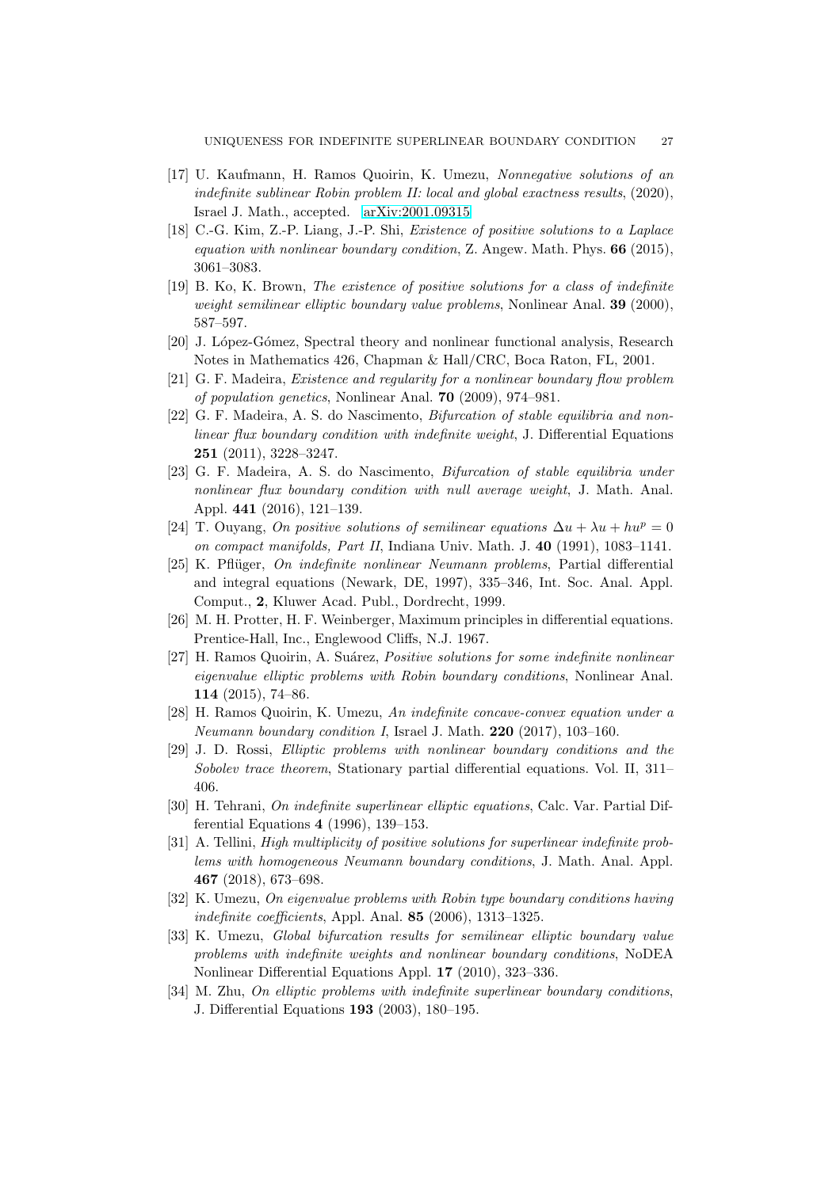[17] U. Kaufmann, H. Ramos Quoirin, K. Umezu, *Nonnegative solutions of an indefinite sublinear Robin problem II: local and global exactness results*, (2020), Israel J. Math., accepted. arXiv:2001.09315

[18] C.-G. Kim, Z.-P. Liang, J.-P. Shi, *Existence of positive solutions to a Laplace equation with nonlinear boundary condition*, Z. Angew. Math. Phys. **66** (2015), 3061–3083.

[19] B. Ko, K. Brown, *The existence of positive solutions for a class of indefinite weight semilinear elliptic boundary value problems*, Nonlinear Anal. **39** (2000), 587–597.

[20] J. López-Gómez, Spectral theory and nonlinear functional analysis, Research Notes in Mathematics 426, Chapman & Hall/CRC, Boca Raton, FL, 2001.

[21] G. F. Madeira, *Existence and regularity for a nonlinear boundary flow problem of population genetics*, Nonlinear Anal. **70** (2009), 974–981.

[22] G. F. Madeira, A. S. do Nascimento, *Bifurcation of stable equilibria and nonlinear flux boundary condition with indefinite weight*, J. Differential Equations **251** (2011), 3228–3247.

[23] G. F. Madeira, A. S. do Nascimento, *Bifurcation of stable equilibria under nonlinear flux boundary condition with null average weight*, J. Math. Anal. Appl. **441** (2016), 121–139.

[24] T. Ouyang, *On positive solutions of semilinear equations $\Delta u + \lambda u + hu^p = 0$ on compact manifolds, Part II*, Indiana Univ. Math. J. **40** (1991), 1083–1141.

[25] K. Pflüger, *On indefinite nonlinear Neumann problems*, Partial differential and integral equations (Newark, DE, 1997), 335–346, Int. Soc. Anal. Appl. Comput., **2**, Kluwer Acad. Publ., Dordrecht, 1999.

[26] M. H. Protter, H. F. Weinberger, Maximum principles in differential equations. Prentice-Hall, Inc., Englewood Cliffs, N.J. 1967.

[27] H. Ramos Quoirin, A. Suárez, *Positive solutions for some indefinite nonlinear eigenvalue elliptic problems with Robin boundary conditions*, Nonlinear Anal. **114** (2015), 74–86.

[28] H. Ramos Quoirin, K. Umezu, *An indefinite concave-convex equation under a Neumann boundary condition I*, Israel J. Math. **220** (2017), 103–160.

[29] J. D. Rossi, *Elliptic problems with nonlinear boundary conditions and the Sobolev trace theorem*, Stationary partial differential equations. Vol. II, 311–406.

[30] H. Tehrani, *On indefinite superlinear elliptic equations*, Calc. Var. Partial Differential Equations **4** (1996), 139–153.

[31] A. Tellini, *High multiplicity of positive solutions for superlinear indefinite problems with homogeneous Neumann boundary conditions*, J. Math. Anal. Appl. **467** (2018), 673–698.

[32] K. Umezu, *On eigenvalue problems with Robin type boundary conditions having indefinite coefficients*, Appl. Anal. **85** (2006), 1313–1325.

[33] K. Umezu, *Global bifurcation results for semilinear elliptic boundary value problems with indefinite weights and nonlinear boundary conditions*, NoDEA Nonlinear Differential Equations Appl. **17** (2010), 323–336.

[34] M. Zhu, *On elliptic problems with indefinite superlinear boundary conditions*, J. Differential Equations **193** (2003), 180–195.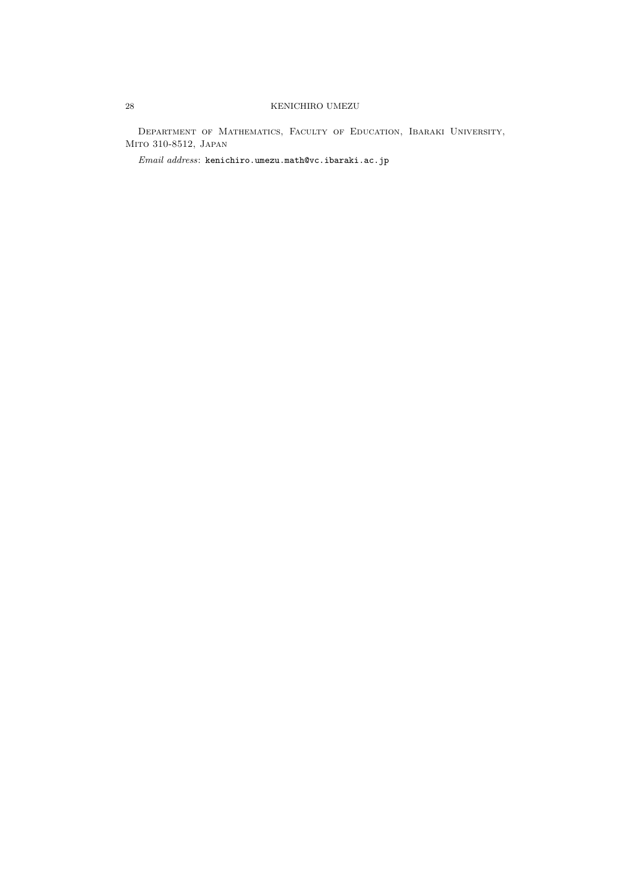Department of Mathematics, Faculty of Education, Ibaraki University, Mito 310-8512, Japan

*Email address*: kenichiro.umezu.math@vc.ibaraki.ac.jp